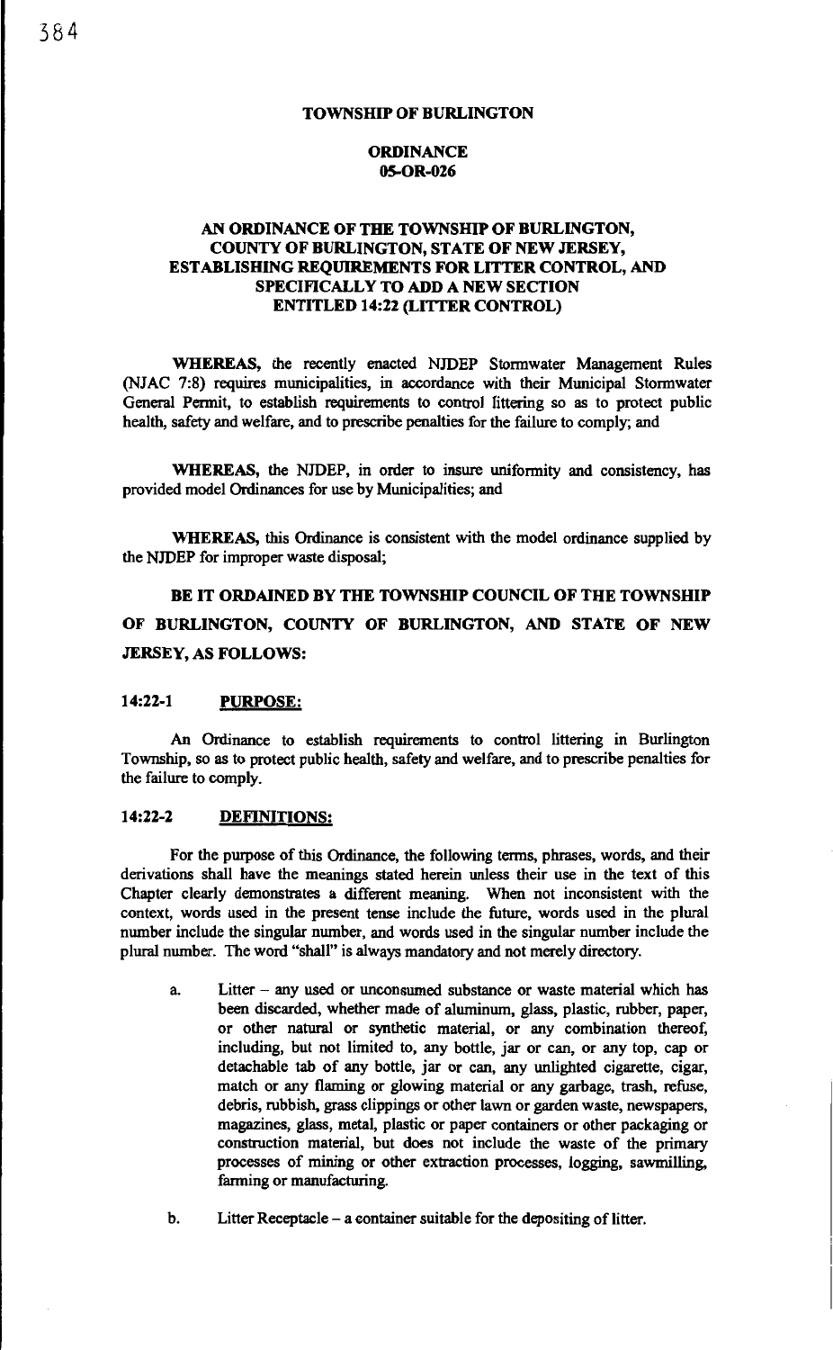**TOWNSHIP OF BURLINGTON**

**ORDINANCE**
**05-OR-026**

**AN ORDINANCE OF THE TOWNSHIP OF BURLINGTON, COUNTY OF BURLINGTON, STATE OF NEW JERSEY, ESTABLISHING REQUIREMENTS FOR LITTER CONTROL, AND SPECIFICALLY TO ADD A NEW SECTION ENTITLED 14:22 (LITTER CONTROL)**

**WHEREAS,** the recently enacted NJDEP Stormwater Management Rules (NJAC 7:8) requires municipalities, in accordance with their Municipal Stormwater General Permit, to establish requirements to control littering so as to protect public health, safety and welfare, and to prescribe penalties for the failure to comply; and

**WHEREAS,** the NJDEP, in order to insure uniformity and consistency, has provided model Ordinances for use by Municipalities; and

**WHEREAS,** this Ordinance is consistent with the model ordinance supplied by the NJDEP for improper waste disposal;

**BE IT ORDAINED BY THE TOWNSHIP COUNCIL OF THE TOWNSHIP OF BURLINGTON, COUNTY OF BURLINGTON, AND STATE OF NEW JERSEY, AS FOLLOWS:**

**14:22-1 PURPOSE:**

An Ordinance to establish requirements to control littering in Burlington Township, so as to protect public health, safety and welfare, and to prescribe penalties for the failure to comply.

**14:22-2 DEFINITIONS:**

For the purpose of this Ordinance, the following terms, phrases, words, and their derivations shall have the meanings stated herein unless their use in the text of this Chapter clearly demonstrates a different meaning. When not inconsistent with the context, words used in the present tense include the future, words used in the plural number include the singular number, and words used in the singular number include the plural number. The word "shall" is always mandatory and not merely directory.

a. Litter – any used or unconsumed substance or waste material which has been discarded, whether made of aluminum, glass, plastic, rubber, paper, or other natural or synthetic material, or any combination thereof, including, but not limited to, any bottle, jar or can, or any top, cap or detachable tab of any bottle, jar or can, any unlighted cigarette, cigar, match or any flaming or glowing material or any garbage, trash, refuse, debris, rubbish, grass clippings or other lawn or garden waste, newspapers, magazines, glass, metal, plastic or paper containers or other packaging or construction material, but does not include the waste of the primary processes of mining or other extraction processes, logging, sawmilling, farming or manufacturing.

b. Litter Receptacle – a container suitable for the depositing of litter.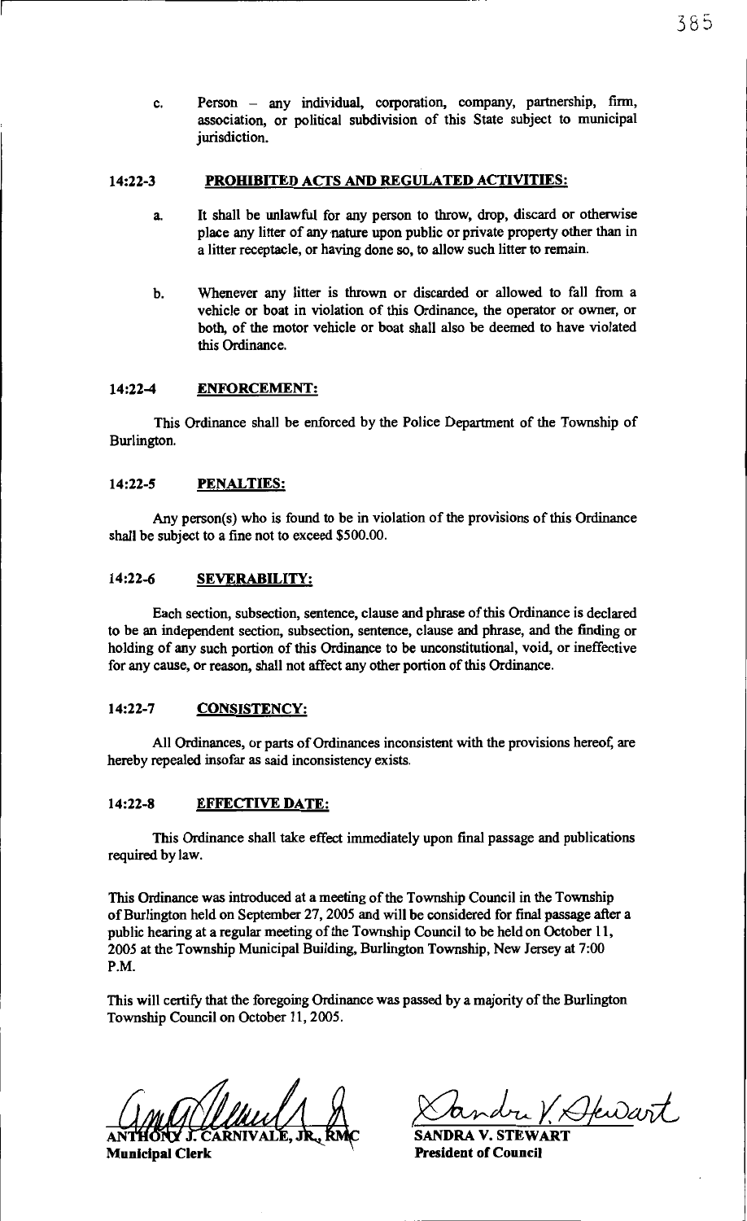c. Person – any individual, corporation, company, partnership, firm, association, or political subdivision of this State subject to municipal jurisdiction.

## 14:22-3 PROHIBITED ACTS AND REGULATED ACTIVITIES:

a. It shall be unlawful for any person to throw, drop, discard or otherwise place any litter of any nature upon public or private property other than in a litter receptacle, or having done so, to allow such litter to remain.

b. Whenever any litter is thrown or discarded or allowed to fall from a vehicle or boat in violation of this Ordinance, the operator or owner, or both, of the motor vehicle or boat shall also be deemed to have violated this Ordinance.

## 14:22-4 ENFORCEMENT:

This Ordinance shall be enforced by the Police Department of the Township of Burlington.

## 14:22-5 PENALTIES:

Any person(s) who is found to be in violation of the provisions of this Ordinance shall be subject to a fine not to exceed $500.00.

## 14:22-6 SEVERABILITY:

Each section, subsection, sentence, clause and phrase of this Ordinance is declared to be an independent section, subsection, sentence, clause and phrase, and the finding or holding of any such portion of this Ordinance to be unconstitutional, void, or ineffective for any cause, or reason, shall not affect any other portion of this Ordinance.

## 14:22-7 CONSISTENCY:

All Ordinances, or parts of Ordinances inconsistent with the provisions hereof, are hereby repealed insofar as said inconsistency exists.

## 14:22-8 EFFECTIVE DATE:

This Ordinance shall take effect immediately upon final passage and publications required by law.

This Ordinance was introduced at a meeting of the Township Council in the Township of Burlington held on September 27, 2005 and will be considered for final passage after a public hearing at a regular meeting of the Township Council to be held on October 11, 2005 at the Township Municipal Building, Burlington Township, New Jersey at 7:00 P.M.

This will certify that the foregoing Ordinance was passed by a majority of the Burlington Township Council on October 11, 2005.

**ANTHONY J. CARNIVALE, JR., RMC**
**Municipal Clerk**

**SANDRA V. STEWART**
**President of Council**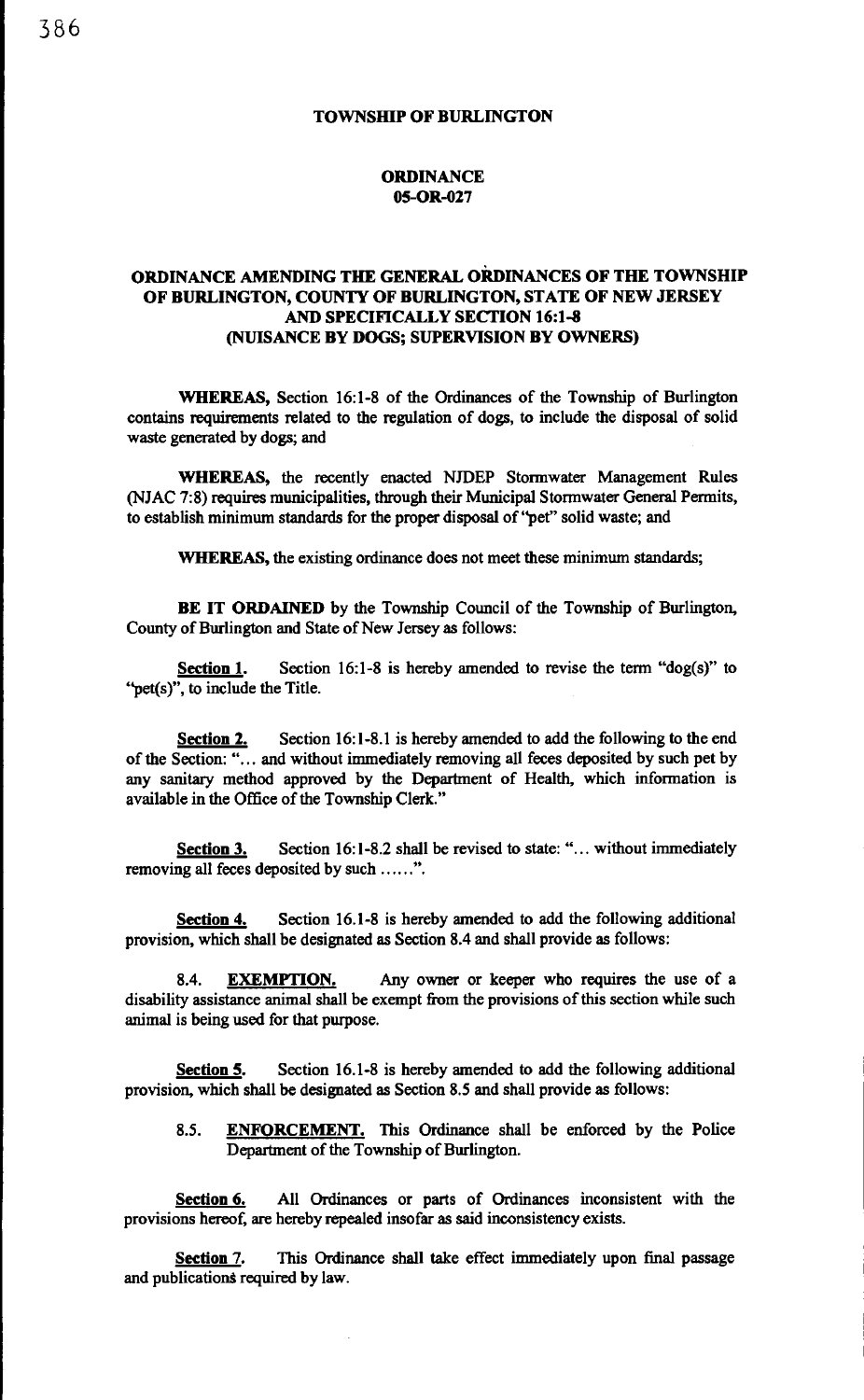# TOWNSHIP OF BURLINGTON

## ORDINANCE
## 05-OR-027

### ORDINANCE AMENDING THE GENERAL ORDINANCES OF THE TOWNSHIP OF BURLINGTON, COUNTY OF BURLINGTON, STATE OF NEW JERSEY AND SPECIFICALLY SECTION 16:1-8 (NUISANCE BY DOGS; SUPERVISION BY OWNERS)

**WHEREAS,** Section 16:1-8 of the Ordinances of the Township of Burlington contains requirements related to the regulation of dogs, to include the disposal of solid waste generated by dogs; and

**WHEREAS,** the recently enacted NJDEP Stormwater Management Rules (NJAC 7:8) requires municipalities, through their Municipal Stormwater General Permits, to establish minimum standards for the proper disposal of "pet" solid waste; and

**WHEREAS,** the existing ordinance does not meet these minimum standards;

**BE IT ORDAINED** by the Township Council of the Township of Burlington, County of Burlington and State of New Jersey as follows:

**Section 1.** Section 16:1-8 is hereby amended to revise the term "dog(s)" to "pet(s)", to include the Title.

**Section 2.** Section 16:1-8.1 is hereby amended to add the following to the end of the Section: "... and without immediately removing all feces deposited by such pet by any sanitary method approved by the Department of Health, which information is available in the Office of the Township Clerk."

**Section 3.** Section 16:1-8.2 shall be revised to state: "... without immediately removing all feces deposited by such ......".

**Section 4.** Section 16.1-8 is hereby amended to add the following additional provision, which shall be designated as Section 8.4 and shall provide as follows:

8.4. **EXEMPTION.** Any owner or keeper who requires the use of a disability assistance animal shall be exempt from the provisions of this section while such animal is being used for that purpose.

**Section 5.** Section 16.1-8 is hereby amended to add the following additional provision, which shall be designated as Section 8.5 and shall provide as follows:

8.5. **ENFORCEMENT.** This Ordinance shall be enforced by the Police Department of the Township of Burlington.

**Section 6.** All Ordinances or parts of Ordinances inconsistent with the provisions hereof, are hereby repealed insofar as said inconsistency exists.

**Section 7.** This Ordinance shall take effect immediately upon final passage and publications required by law.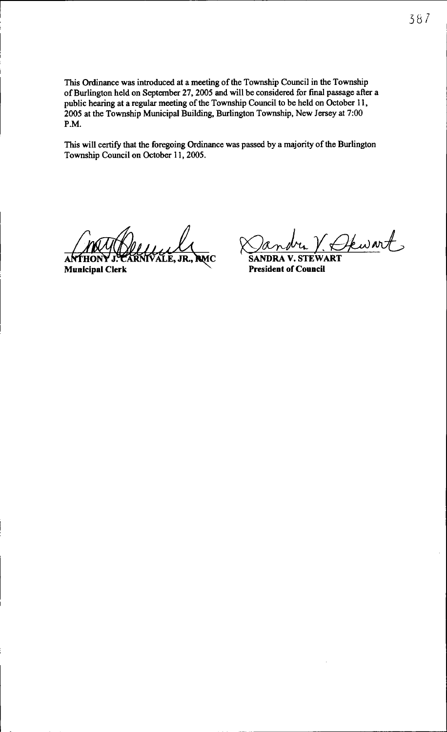This Ordinance was introduced at a meeting of the Township Council in the Township of Burlington held on September 27, 2005 and will be considered for final passage after a public hearing at a regular meeting of the Township Council to be held on October 11, 2005 at the Township Municipal Building, Burlington Township, New Jersey at 7:00 P.M.

This will certify that the foregoing Ordinance was passed by a majority of the Burlington Township Council on October 11, 2005.

**ANTHONY J. CARNIVALE, JR., RMC**
**Municipal Clerk**

**SANDRA V. STEWART**
**President of Council**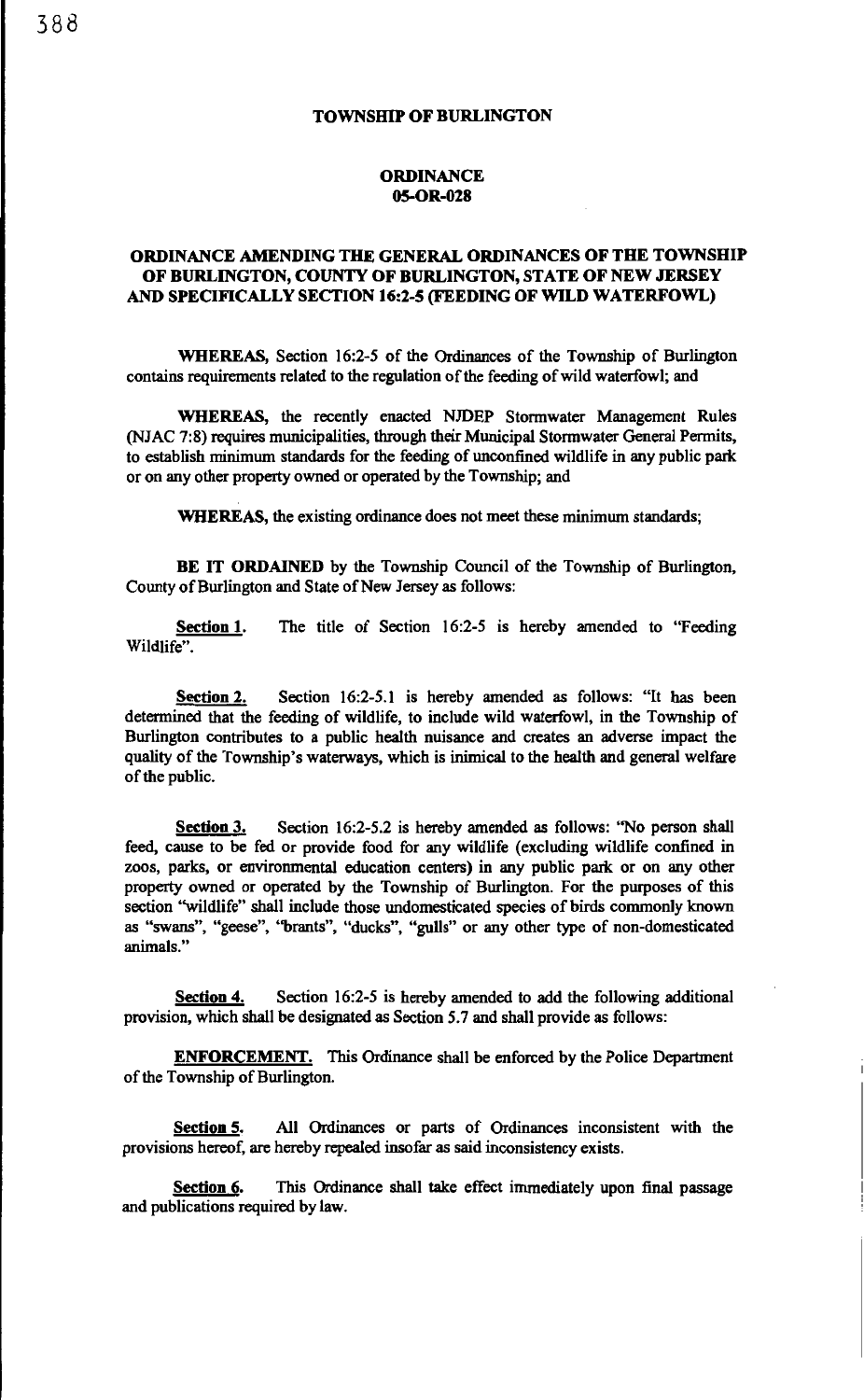# TOWNSHIP OF BURLINGTON

## ORDINANCE 05-OR-028

### ORDINANCE AMENDING THE GENERAL ORDINANCES OF THE TOWNSHIP OF BURLINGTON, COUNTY OF BURLINGTON, STATE OF NEW JERSEY AND SPECIFICALLY SECTION 16:2-5 (FEEDING OF WILD WATERFOWL)

**WHEREAS,** Section 16:2-5 of the Ordinances of the Township of Burlington contains requirements related to the regulation of the feeding of wild waterfowl; and

**WHEREAS,** the recently enacted NJDEP Stormwater Management Rules (NJAC 7:8) requires municipalities, through their Municipal Stormwater General Permits, to establish minimum standards for the feeding of unconfined wildlife in any public park or on any other property owned or operated by the Township; and

**WHEREAS,** the existing ordinance does not meet these minimum standards;

**BE IT ORDAINED** by the Township Council of the Township of Burlington, County of Burlington and State of New Jersey as follows:

**Section 1.** The title of Section 16:2-5 is hereby amended to "Feeding Wildlife".

**Section 2.** Section 16:2-5.1 is hereby amended as follows: "It has been determined that the feeding of wildlife, to include wild waterfowl, in the Township of Burlington contributes to a public health nuisance and creates an adverse impact the quality of the Township's waterways, which is inimical to the health and general welfare of the public.

**Section 3.** Section 16:2-5.2 is hereby amended as follows: "No person shall feed, cause to be fed or provide food for any wildlife (excluding wildlife confined in zoos, parks, or environmental education centers) in any public park or on any other property owned or operated by the Township of Burlington. For the purposes of this section "wildlife" shall include those undomesticated species of birds commonly known as "swans", "geese", "brants", "ducks", "gulls" or any other type of non-domesticated animals."

**Section 4.** Section 16:2-5 is hereby amended to add the following additional provision, which shall be designated as Section 5.7 and shall provide as follows:

**ENFORCEMENT.** This Ordinance shall be enforced by the Police Department of the Township of Burlington.

**Section 5.** All Ordinances or parts of Ordinances inconsistent with the provisions hereof, are hereby repealed insofar as said inconsistency exists.

**Section 6.** This Ordinance shall take effect immediately upon final passage and publications required by law.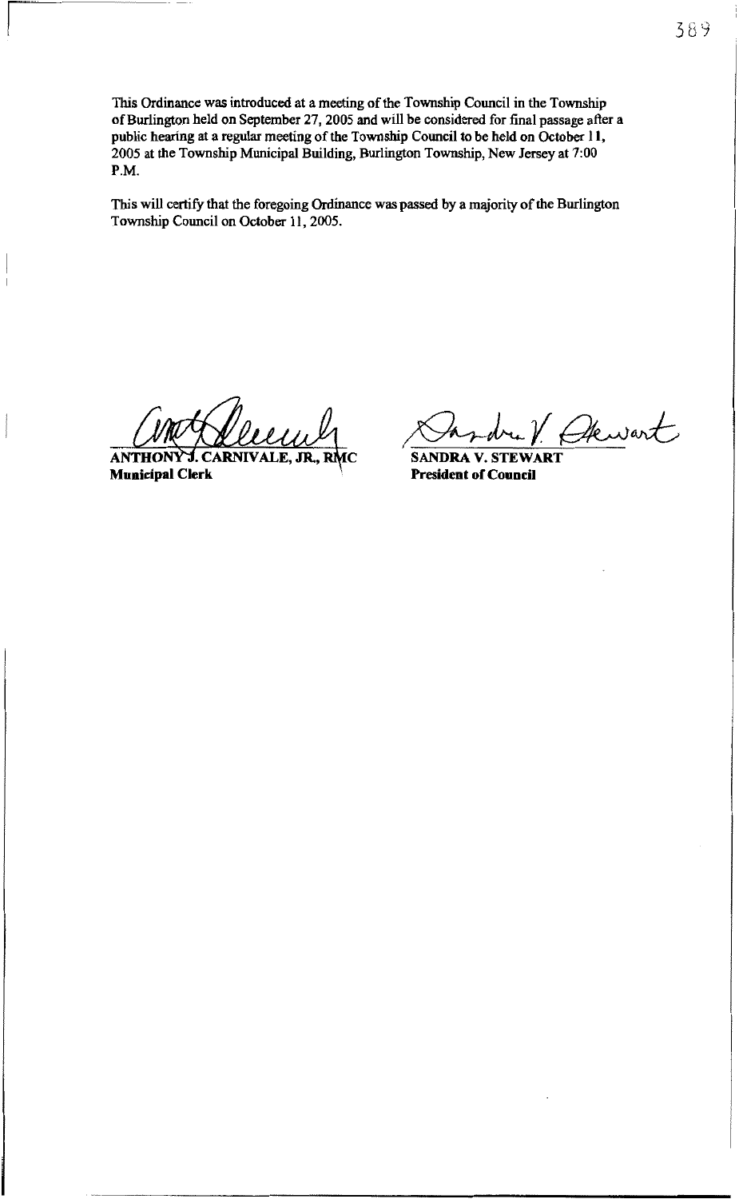This Ordinance was introduced at a meeting of the Township Council in the Township of Burlington held on September 27, 2005 and will be considered for final passage after a public hearing at a regular meeting of the Township Council to be held on October 11, 2005 at the Township Municipal Building, Burlington Township, New Jersey at 7:00 P.M.

This will certify that the foregoing Ordinance was passed by a majority of the Burlington Township Council on October 11, 2005.

**ANTHONY J. CARNIVALE, JR., RMC**
**Municipal Clerk**

**SANDRA V. STEWART**
**President of Council**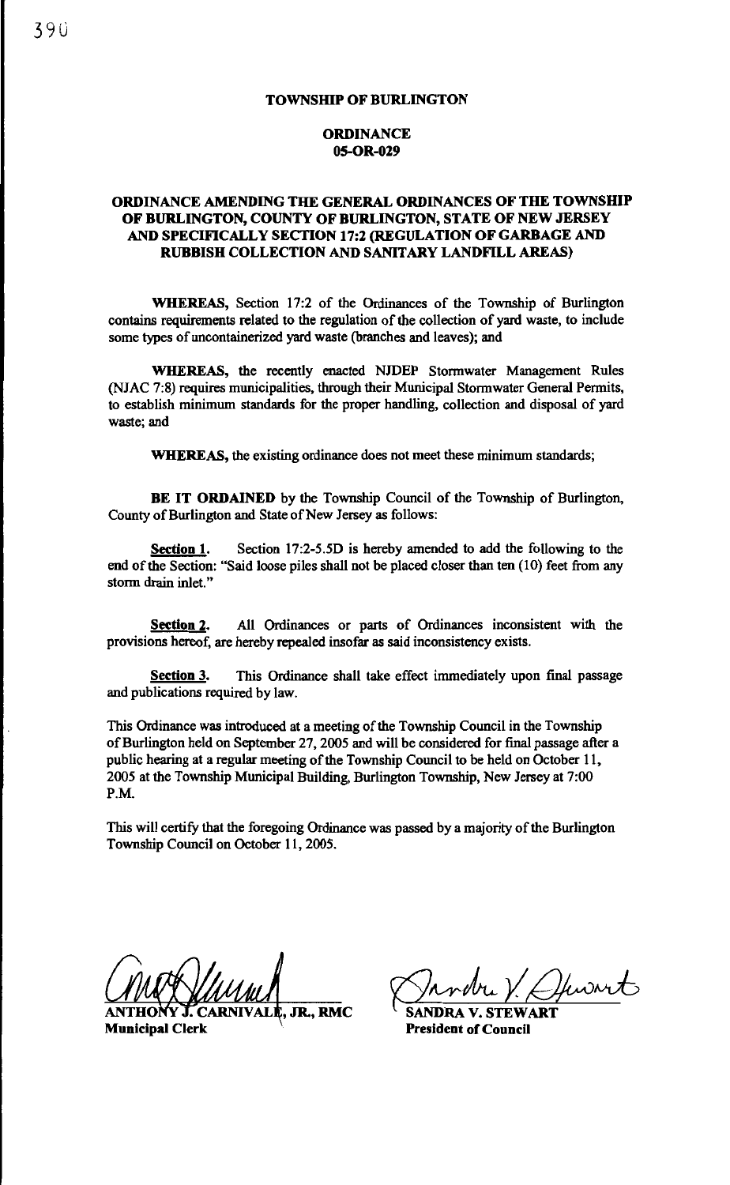**TOWNSHIP OF BURLINGTON**

**ORDINANCE**
**05-OR-029**

**ORDINANCE AMENDING THE GENERAL ORDINANCES OF THE TOWNSHIP OF BURLINGTON, COUNTY OF BURLINGTON, STATE OF NEW JERSEY AND SPECIFICALLY SECTION 17:2 (REGULATION OF GARBAGE AND RUBBISH COLLECTION AND SANITARY LANDFILL AREAS)**

**WHEREAS,** Section 17:2 of the Ordinances of the Township of Burlington contains requirements related to the regulation of the collection of yard waste, to include some types of uncontainerized yard waste (branches and leaves); and

**WHEREAS,** the recently enacted NJDEP Stormwater Management Rules (NJAC 7:8) requires municipalities, through their Municipal Stormwater General Permits, to establish minimum standards for the proper handling, collection and disposal of yard waste; and

**WHEREAS,** the existing ordinance does not meet these minimum standards;

**BE IT ORDAINED** by the Township Council of the Township of Burlington, County of Burlington and State of New Jersey as follows:

**Section 1.** Section 17:2-5.5D is hereby amended to add the following to the end of the Section: "Said loose piles shall not be placed closer than ten (10) feet from any storm drain inlet."

**Section 2.** All Ordinances or parts of Ordinances inconsistent with the provisions hereof, are hereby repealed insofar as said inconsistency exists.

**Section 3.** This Ordinance shall take effect immediately upon final passage and publications required by law.

This Ordinance was introduced at a meeting of the Township Council in the Township of Burlington held on September 27, 2005 and will be considered for final passage after a public hearing at a regular meeting of the Township Council to be held on October 11, 2005 at the Township Municipal Building, Burlington Township, New Jersey at 7:00 P.M.

This will certify that the foregoing Ordinance was passed by a majority of the Burlington Township Council on October 11, 2005.

| | |
|---|---|
| **ANTHONY J. CARNIVALE, JR., RMC** | **SANDRA V. STEWART** |
| **Municipal Clerk** | **President of Council** |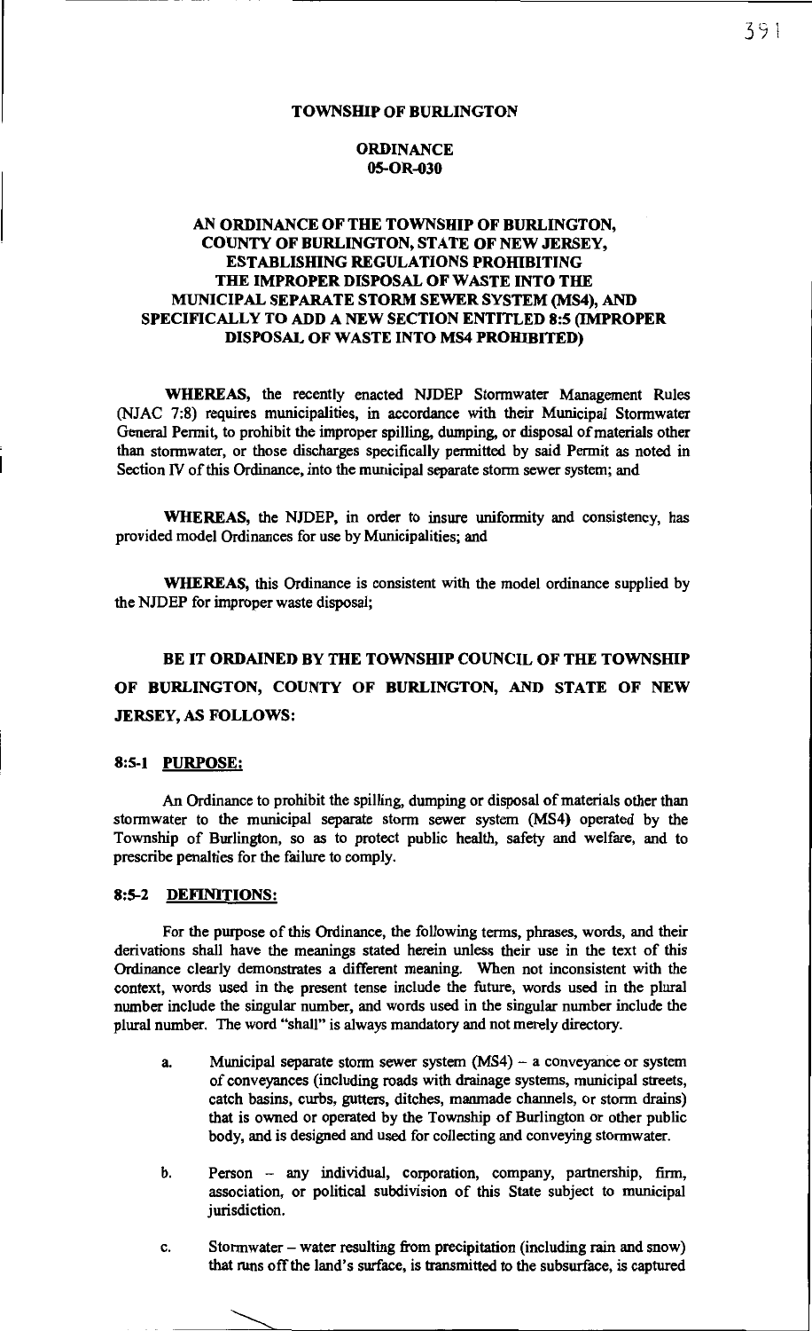**TOWNSHIP OF BURLINGTON**

**ORDINANCE**
**05-OR-030**

**AN ORDINANCE OF THE TOWNSHIP OF BURLINGTON, COUNTY OF BURLINGTON, STATE OF NEW JERSEY, ESTABLISHING REGULATIONS PROHIBITING THE IMPROPER DISPOSAL OF WASTE INTO THE MUNICIPAL SEPARATE STORM SEWER SYSTEM (MS4), AND SPECIFICALLY TO ADD A NEW SECTION ENTITLED 8:5 (IMPROPER DISPOSAL OF WASTE INTO MS4 PROHIBITED)**

**WHEREAS,** the recently enacted NJDEP Stormwater Management Rules (NJAC 7:8) requires municipalities, in accordance with their Municipal Stormwater General Permit, to prohibit the improper spilling, dumping, or disposal of materials other than stormwater, or those discharges specifically permitted by said Permit as noted in Section IV of this Ordinance, into the municipal separate storm sewer system; and

**WHEREAS,** the NJDEP, in order to insure uniformity and consistency, has provided model Ordinances for use by Municipalities; and

**WHEREAS,** this Ordinance is consistent with the model ordinance supplied by the NJDEP for improper waste disposal;

**BE IT ORDAINED BY THE TOWNSHIP COUNCIL OF THE TOWNSHIP OF BURLINGTON, COUNTY OF BURLINGTON, AND STATE OF NEW JERSEY, AS FOLLOWS:**

**8:5-1 PURPOSE:**

An Ordinance to prohibit the spilling, dumping or disposal of materials other than stormwater to the municipal separate storm sewer system (MS4) operated by the Township of Burlington, so as to protect public health, safety and welfare, and to prescribe penalties for the failure to comply.

**8:5-2 DEFINITIONS:**

For the purpose of this Ordinance, the following terms, phrases, words, and their derivations shall have the meanings stated herein unless their use in the text of this Ordinance clearly demonstrates a different meaning. When not inconsistent with the context, words used in the present tense include the future, words used in the plural number include the singular number, and words used in the singular number include the plural number. The word "shall" is always mandatory and not merely directory.

a. Municipal separate storm sewer system (MS4) – a conveyance or system of conveyances (including roads with drainage systems, municipal streets, catch basins, curbs, gutters, ditches, manmade channels, or storm drains) that is owned or operated by the Township of Burlington or other public body, and is designed and used for collecting and conveying stormwater.

b. Person – any individual, corporation, company, partnership, firm, association, or political subdivision of this State subject to municipal jurisdiction.

c. Stormwater – water resulting from precipitation (including rain and snow) that runs off the land's surface, is transmitted to the subsurface, is captured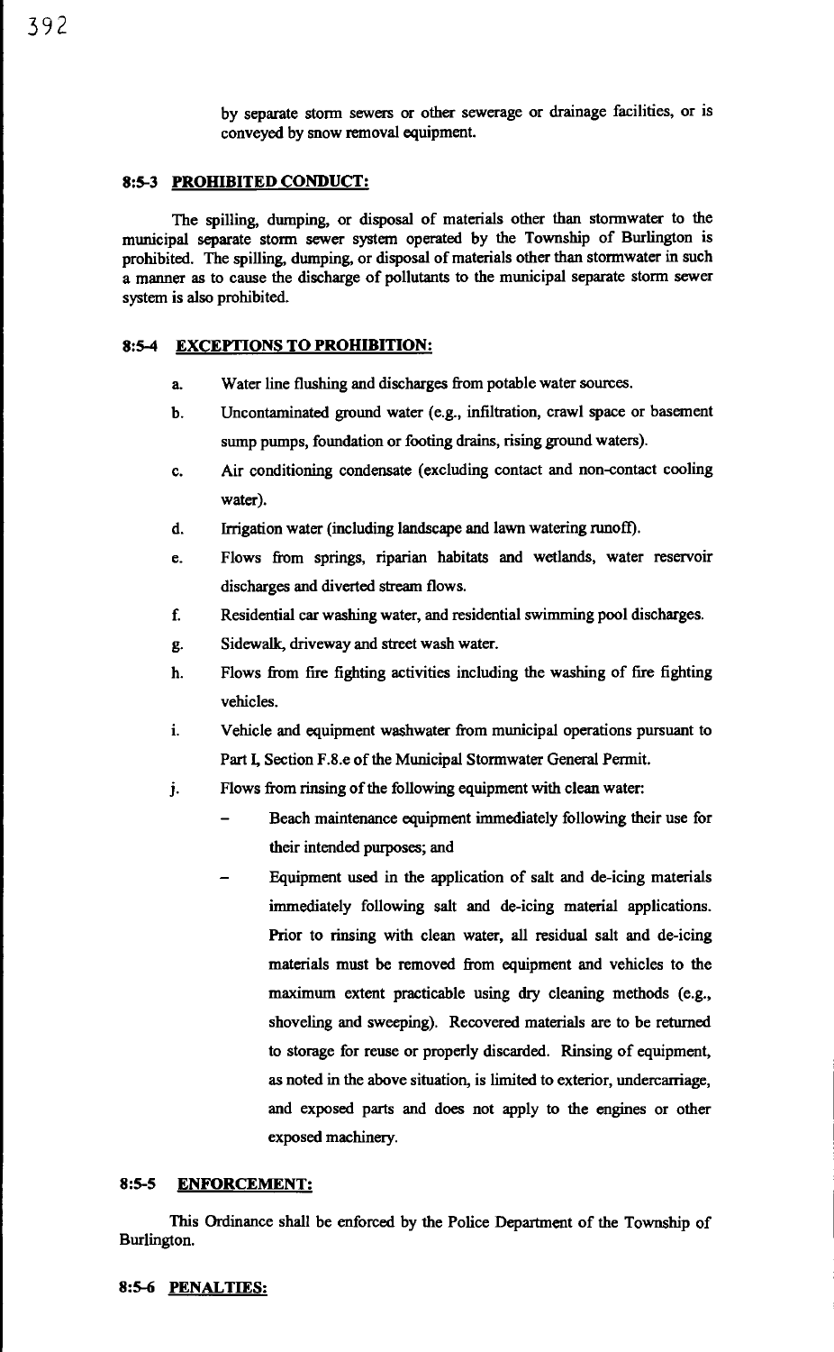by separate storm sewers or other sewerage or drainage facilities, or is conveyed by snow removal equipment.

**8:5-3 PROHIBITED CONDUCT:**

The spilling, dumping, or disposal of materials other than stormwater to the municipal separate storm sewer system operated by the Township of Burlington is prohibited. The spilling, dumping, or disposal of materials other than stormwater in such a manner as to cause the discharge of pollutants to the municipal separate storm sewer system is also prohibited.

**8:5-4 EXCEPTIONS TO PROHIBITION:**

a. Water line flushing and discharges from potable water sources.

b. Uncontaminated ground water (e.g., infiltration, crawl space or basement sump pumps, foundation or footing drains, rising ground waters).

c. Air conditioning condensate (excluding contact and non-contact cooling water).

d. Irrigation water (including landscape and lawn watering runoff).

e. Flows from springs, riparian habitats and wetlands, water reservoir discharges and diverted stream flows.

f. Residential car washing water, and residential swimming pool discharges.

g. Sidewalk, driveway and street wash water.

h. Flows from fire fighting activities including the washing of fire fighting vehicles.

i. Vehicle and equipment washwater from municipal operations pursuant to Part I, Section F.8.e of the Municipal Stormwater General Permit.

j. Flows from rinsing of the following equipment with clean water:

- Beach maintenance equipment immediately following their use for their intended purposes; and
- Equipment used in the application of salt and de-icing materials immediately following salt and de-icing material applications. Prior to rinsing with clean water, all residual salt and de-icing materials must be removed from equipment and vehicles to the maximum extent practicable using dry cleaning methods (e.g., shoveling and sweeping). Recovered materials are to be returned to storage for reuse or properly discarded. Rinsing of equipment, as noted in the above situation, is limited to exterior, undercarriage, and exposed parts and does not apply to the engines or other exposed machinery.

**8:5-5 ENFORCEMENT:**

This Ordinance shall be enforced by the Police Department of the Township of Burlington.

**8:5-6 PENALTIES:**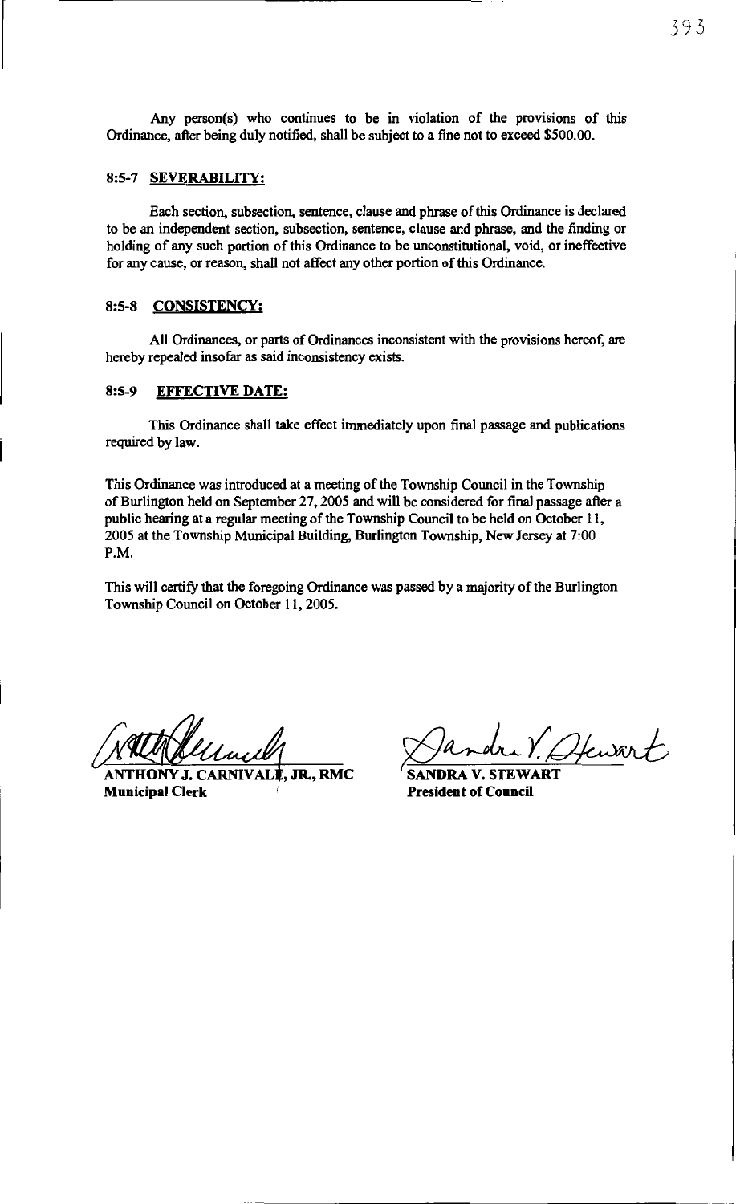Any person(s) who continues to be in violation of the provisions of this Ordinance, after being duly notified, shall be subject to a fine not to exceed $500.00.

### 8:5-7 SEVERABILITY:

Each section, subsection, sentence, clause and phrase of this Ordinance is declared to be an independent section, subsection, sentence, clause and phrase, and the finding or holding of any such portion of this Ordinance to be unconstitutional, void, or ineffective for any cause, or reason, shall not affect any other portion of this Ordinance.

### 8:5-8 CONSISTENCY:

All Ordinances, or parts of Ordinances inconsistent with the provisions hereof, are hereby repealed insofar as said inconsistency exists.

### 8:5-9 EFFECTIVE DATE:

This Ordinance shall take effect immediately upon final passage and publications required by law.

This Ordinance was introduced at a meeting of the Township Council in the Township of Burlington held on September 27, 2005 and will be considered for final passage after a public hearing at a regular meeting of the Township Council to be held on October 11, 2005 at the Township Municipal Building, Burlington Township, New Jersey at 7:00 P.M.

This will certify that the foregoing Ordinance was passed by a majority of the Burlington Township Council on October 11, 2005.

**ANTHONY J. CARNIVALE, JR., RMC**
**Municipal Clerk**

**SANDRA V. STEWART**
**President of Council**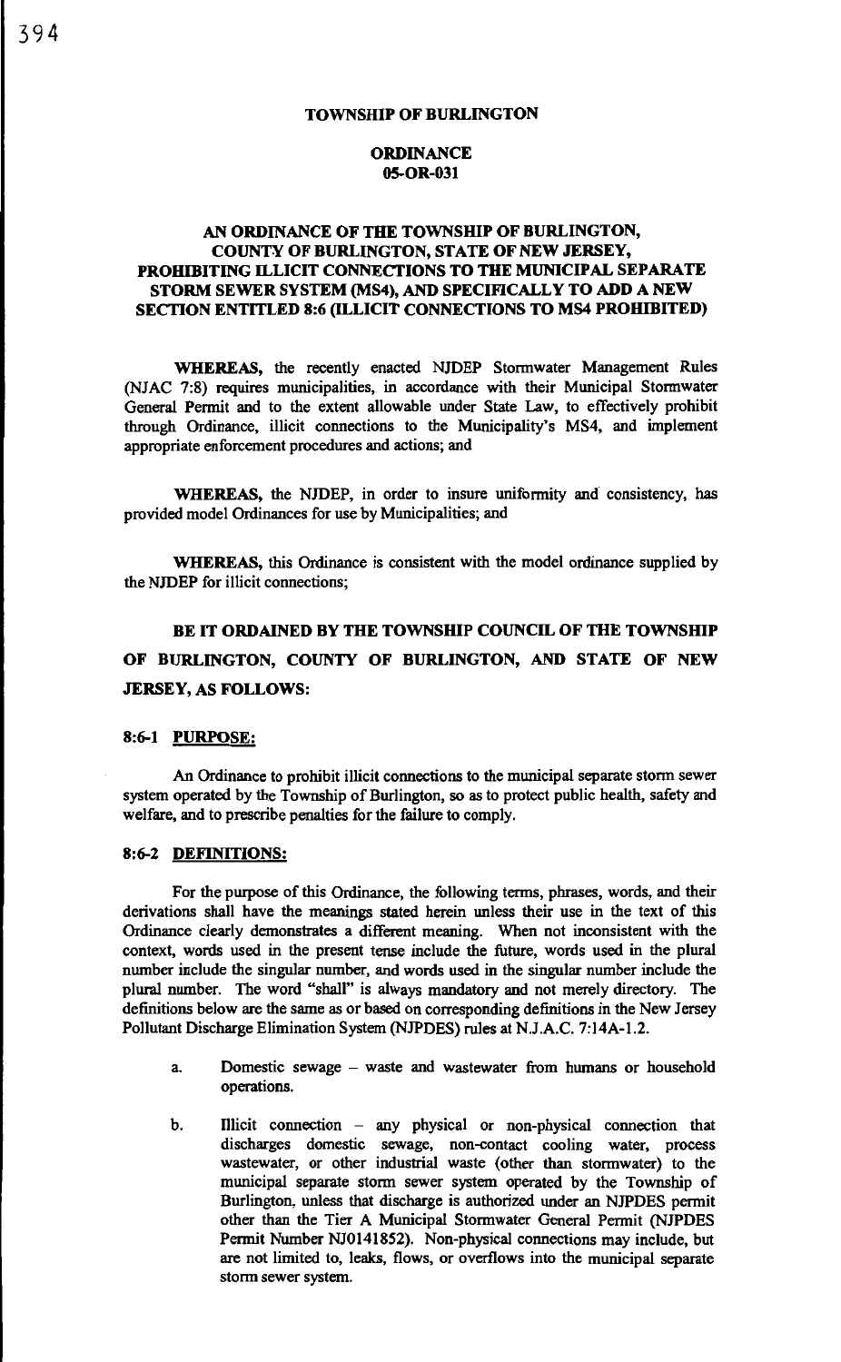**TOWNSHIP OF BURLINGTON**

**ORDINANCE**
**05-OR-031**

**AN ORDINANCE OF THE TOWNSHIP OF BURLINGTON, COUNTY OF BURLINGTON, STATE OF NEW JERSEY, PROHIBITING ILLICIT CONNECTIONS TO THE MUNICIPAL SEPARATE STORM SEWER SYSTEM (MS4), AND SPECIFICALLY TO ADD A NEW SECTION ENTITLED 8:6 (ILLICIT CONNECTIONS TO MS4 PROHIBITED)**

**WHEREAS,** the recently enacted NJDEP Stormwater Management Rules (NJAC 7:8) requires municipalities, in accordance with their Municipal Stormwater General Permit and to the extent allowable under State Law, to effectively prohibit through Ordinance, illicit connections to the Municipality's MS4, and implement appropriate enforcement procedures and actions; and

**WHEREAS,** the NJDEP, in order to insure uniformity and consistency, has provided model Ordinances for use by Municipalities; and

**WHEREAS,** this Ordinance is consistent with the model ordinance supplied by the NJDEP for illicit connections;

**BE IT ORDAINED BY THE TOWNSHIP COUNCIL OF THE TOWNSHIP OF BURLINGTON, COUNTY OF BURLINGTON, AND STATE OF NEW JERSEY, AS FOLLOWS:**

**8:6-1 PURPOSE:**

An Ordinance to prohibit illicit connections to the municipal separate storm sewer system operated by the Township of Burlington, so as to protect public health, safety and welfare, and to prescribe penalties for the failure to comply.

**8:6-2 DEFINITIONS:**

For the purpose of this Ordinance, the following terms, phrases, words, and their derivations shall have the meanings stated herein unless their use in the text of this Ordinance clearly demonstrates a different meaning. When not inconsistent with the context, words used in the present tense include the future, words used in the plural number include the singular number, and words used in the singular number include the plural number. The word "shall" is always mandatory and not merely directory. The definitions below are the same as or based on corresponding definitions in the New Jersey Pollutant Discharge Elimination System (NJPDES) rules at N.J.A.C. 7:14A-1.2.

a. Domestic sewage – waste and wastewater from humans or household operations.

b. Illicit connection – any physical or non-physical connection that discharges domestic sewage, non-contact cooling water, process wastewater, or other industrial waste (other than stormwater) to the municipal separate storm sewer system operated by the Township of Burlington, unless that discharge is authorized under an NJPDES permit other than the Tier A Municipal Stormwater General Permit (NJPDES Permit Number NJ0141852). Non-physical connections may include, but are not limited to, leaks, flows, or overflows into the municipal separate storm sewer system.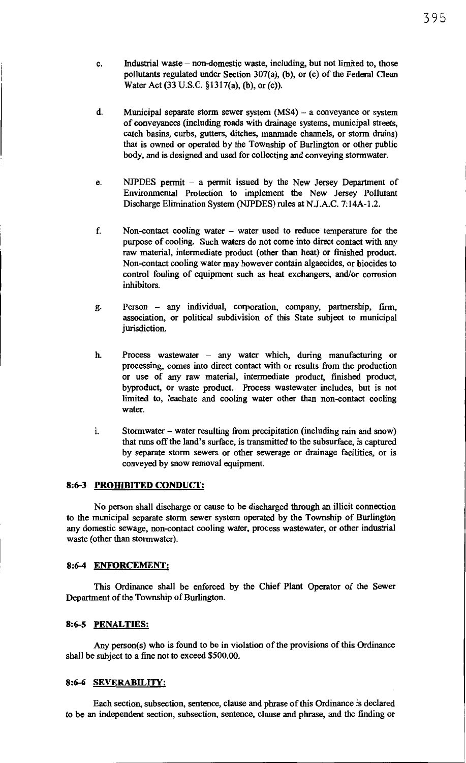c. Industrial waste – non-domestic waste, including, but not limited to, those pollutants regulated under Section 307(a), (b), or (c) of the Federal Clean Water Act (33 U.S.C. §1317(a), (b), or (c)).

d. Municipal separate storm sewer system (MS4) – a conveyance or system of conveyances (including roads with drainage systems, municipal streets, catch basins, curbs, gutters, ditches, manmade channels, or storm drains) that is owned or operated by the Township of Burlington or other public body, and is designed and used for collecting and conveying stormwater.

e. NJPDES permit – a permit issued by the New Jersey Department of Environmental Protection to implement the New Jersey Pollutant Discharge Elimination System (NJPDES) rules at N.J.A.C. 7:14A-1.2.

f. Non-contact cooling water – water used to reduce temperature for the purpose of cooling. Such waters do not come into direct contact with any raw material, intermediate product (other than heat) or finished product. Non-contact cooling water may however contain algaecides, or biocides to control fouling of equipment such as heat exchangers, and/or corrosion inhibitors.

g. Person – any individual, corporation, company, partnership, firm, association, or political subdivision of this State subject to municipal jurisdiction.

h. Process wastewater – any water which, during manufacturing or processing, comes into direct contact with or results from the production or use of any raw material, intermediate product, finished product, byproduct, or waste product. Process wastewater includes, but is not limited to, leachate and cooling water other than non-contact cooling water.

i. Stormwater – water resulting from precipitation (including rain and snow) that runs off the land's surface, is transmitted to the subsurface, is captured by separate storm sewers or other sewerage or drainage facilities, or is conveyed by snow removal equipment.

**8:6-3 PROHIBITED CONDUCT:**

No person shall discharge or cause to be discharged through an illicit connection to the municipal separate storm sewer system operated by the Township of Burlington any domestic sewage, non-contact cooling water, process wastewater, or other industrial waste (other than stormwater).

**8:6-4 ENFORCEMENT:**

This Ordinance shall be enforced by the Chief Plant Operator of the Sewer Department of the Township of Burlington.

**8:6-5 PENALTIES:**

Any person(s) who is found to be in violation of the provisions of this Ordinance shall be subject to a fine not to exceed $500.00.

**8:6-6 SEVERABILITY:**

Each section, subsection, sentence, clause and phrase of this Ordinance is declared to be an independent section, subsection, sentence, clause and phrase, and the finding or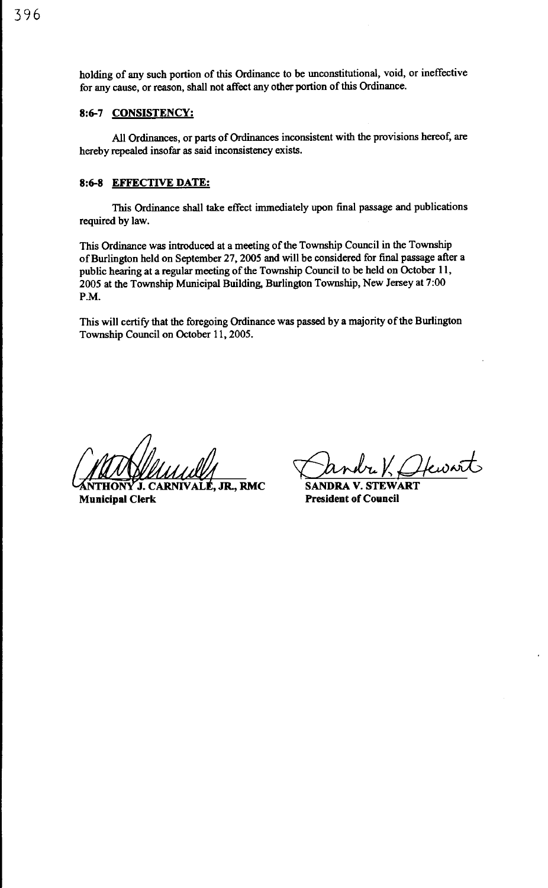holding of any such portion of this Ordinance to be unconstitutional, void, or ineffective for any cause, or reason, shall not affect any other portion of this Ordinance.

**8:6-7 CONSISTENCY:**

All Ordinances, or parts of Ordinances inconsistent with the provisions hereof, are hereby repealed insofar as said inconsistency exists.

**8:6-8 EFFECTIVE DATE:**

This Ordinance shall take effect immediately upon final passage and publications required by law.

This Ordinance was introduced at a meeting of the Township Council in the Township of Burlington held on September 27, 2005 and will be considered for final passage after a public hearing at a regular meeting of the Township Council to be held on October 11, 2005 at the Township Municipal Building, Burlington Township, New Jersey at 7:00 P.M.

This will certify that the foregoing Ordinance was passed by a majority of the Burlington Township Council on October 11, 2005.

**ANTHONY J. CARNIVALE, JR., RMC**
**Municipal Clerk**

**SANDRA V. STEWART**
**President of Council**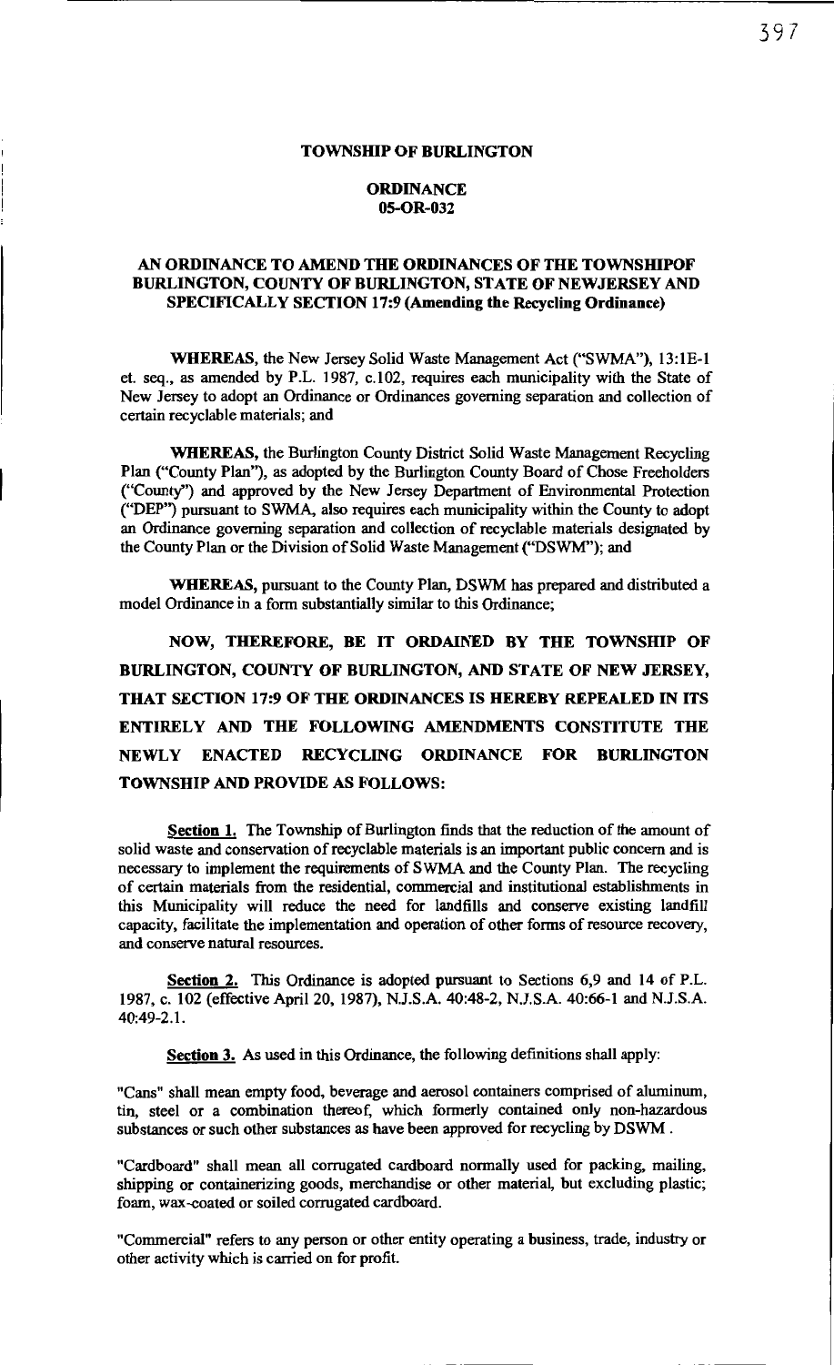# TOWNSHIP OF BURLINGTON

## ORDINANCE
## 05-OR-032

### AN ORDINANCE TO AMEND THE ORDINANCES OF THE TOWNSHIPOF BURLINGTON, COUNTY OF BURLINGTON, STATE OF NEWJERSEY AND SPECIFICALLY SECTION 17:9 (Amending the Recycling Ordinance)

**WHEREAS,** the New Jersey Solid Waste Management Act ("SWMA"), 13:1E-1 et. seq., as amended by P.L. 1987, c.102, requires each municipality with the State of New Jersey to adopt an Ordinance or Ordinances governing separation and collection of certain recyclable materials; and

**WHEREAS,** the Burlington County District Solid Waste Management Recycling Plan ("County Plan"), as adopted by the Burlington County Board of Chose Freeholders ("County") and approved by the New Jersey Department of Environmental Protection ("DEP") pursuant to SWMA, also requires each municipality within the County to adopt an Ordinance governing separation and collection of recyclable materials designated by the County Plan or the Division of Solid Waste Management ("DSWM"); and

**WHEREAS,** pursuant to the County Plan, DSWM has prepared and distributed a model Ordinance in a form substantially similar to this Ordinance;

**NOW, THEREFORE, BE IT ORDAINED BY THE TOWNSHIP OF BURLINGTON, COUNTY OF BURLINGTON, AND STATE OF NEW JERSEY, THAT SECTION 17:9 OF THE ORDINANCES IS HEREBY REPEALED IN ITS ENTIRELY AND THE FOLLOWING AMENDMENTS CONSTITUTE THE NEWLY ENACTED RECYCLING ORDINANCE FOR BURLINGTON TOWNSHIP AND PROVIDE AS FOLLOWS:**

**Section 1.** The Township of Burlington finds that the reduction of the amount of solid waste and conservation of recyclable materials is an important public concern and is necessary to implement the requirements of SWMA and the County Plan. The recycling of certain materials from the residential, commercial and institutional establishments in this Municipality will reduce the need for landfills and conserve existing landfill capacity, facilitate the implementation and operation of other forms of resource recovery, and conserve natural resources.

**Section 2.** This Ordinance is adopted pursuant to Sections 6,9 and 14 of P.L. 1987, c. 102 (effective April 20, 1987), N.J.S.A. 40:48-2, N.J.S.A. 40:66-1 and N.J.S.A. 40:49-2.1.

**Section 3.** As used in this Ordinance, the following definitions shall apply:

"Cans" shall mean empty food, beverage and aerosol containers comprised of aluminum, tin, steel or a combination thereof, which formerly contained only non-hazardous substances or such other substances as have been approved for recycling by DSWM .

"Cardboard" shall mean all corrugated cardboard normally used for packing, mailing, shipping or containerizing goods, merchandise or other material, but excluding plastic; foam, wax-coated or soiled corrugated cardboard.

"Commercial" refers to any person or other entity operating a business, trade, industry or other activity which is carried on for profit.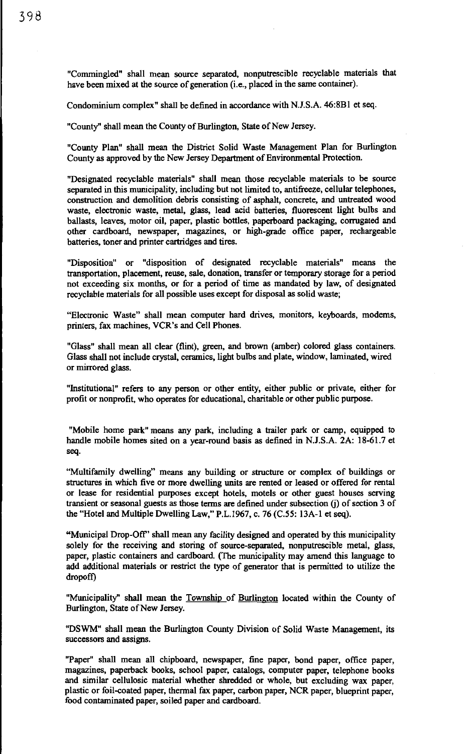"Commingled" shall mean source separated, nonputrescible recyclable materials that have been mixed at the source of generation (i.e., placed in the same container).

Condominium complex" shall be defined in accordance with N.J.S.A. 46:8B1 et seq.

"County" shall mean the County of Burlington, State of New Jersey.

"County Plan" shall mean the District Solid Waste Management Plan for Burlington County as approved by the New Jersey Department of Environmental Protection.

"Designated recyclable materials" shall mean those recyclable materials to be source separated in this municipality, including but not limited to, antifreeze, cellular telephones, construction and demolition debris consisting of asphalt, concrete, and untreated wood waste, electronic waste, metal, glass, lead acid batteries, fluorescent light bulbs and ballasts, leaves, motor oil, paper, plastic bottles, paperboard packaging, corrugated and other cardboard, newspaper, magazines, or high-grade office paper, rechargeable batteries, toner and printer cartridges and tires.

"Disposition" or "disposition of designated recyclable materials" means the transportation, placement, reuse, sale, donation, transfer or temporary storage for a period not exceeding six months, or for a period of time as mandated by law, of designated recyclable materials for all possible uses except for disposal as solid waste;

"Electronic Waste" shall mean computer hard drives, monitors, keyboards, modems, printers, fax machines, VCR's and Cell Phones.

"Glass" shall mean all clear (flint), green, and brown (amber) colored glass containers. Glass shall not include crystal, ceramics, light bulbs and plate, window, laminated, wired or mirrored glass.

"Institutional" refers to any person or other entity, either public or private, either for profit or nonprofit, who operates for educational, charitable or other public purpose.

"Mobile home park" means any park, including a trailer park or camp, equipped to handle mobile homes sited on a year-round basis as defined in N.J.S.A. 2A: 18-61.7 et seq.

"Multifamily dwelling" means any building or structure or complex of buildings or structures in which five or more dwelling units are rented or leased or offered for rental or lease for residential purposes except hotels, motels or other guest houses serving transient or seasonal guests as those terms are defined under subsection (j) of section 3 of the "Hotel and Multiple Dwelling Law," P.L.1967, c. 76 (C.55: 13A-1 et seq).

"Municipal Drop-Off" shall mean any facility designed and operated by this municipality solely for the receiving and storing of source-separated, nonputrescible metal, glass, paper, plastic containers and cardboard. (The municipality may amend this language to add additional materials or restrict the type of generator that is permitted to utilize the dropoff)

"Municipality" shall mean the Township of Burlington located within the County of Burlington, State of New Jersey.

"DSWM" shall mean the Burlington County Division of Solid Waste Management, its successors and assigns.

"Paper" shall mean all chipboard, newspaper, fine paper, bond paper, office paper, magazines, paperback books, school paper, catalogs, computer paper, telephone books and similar cellulosic material whether shredded or whole, but excluding wax paper, plastic or foil-coated paper, thermal fax paper, carbon paper, NCR paper, blueprint paper, food contaminated paper, soiled paper and cardboard.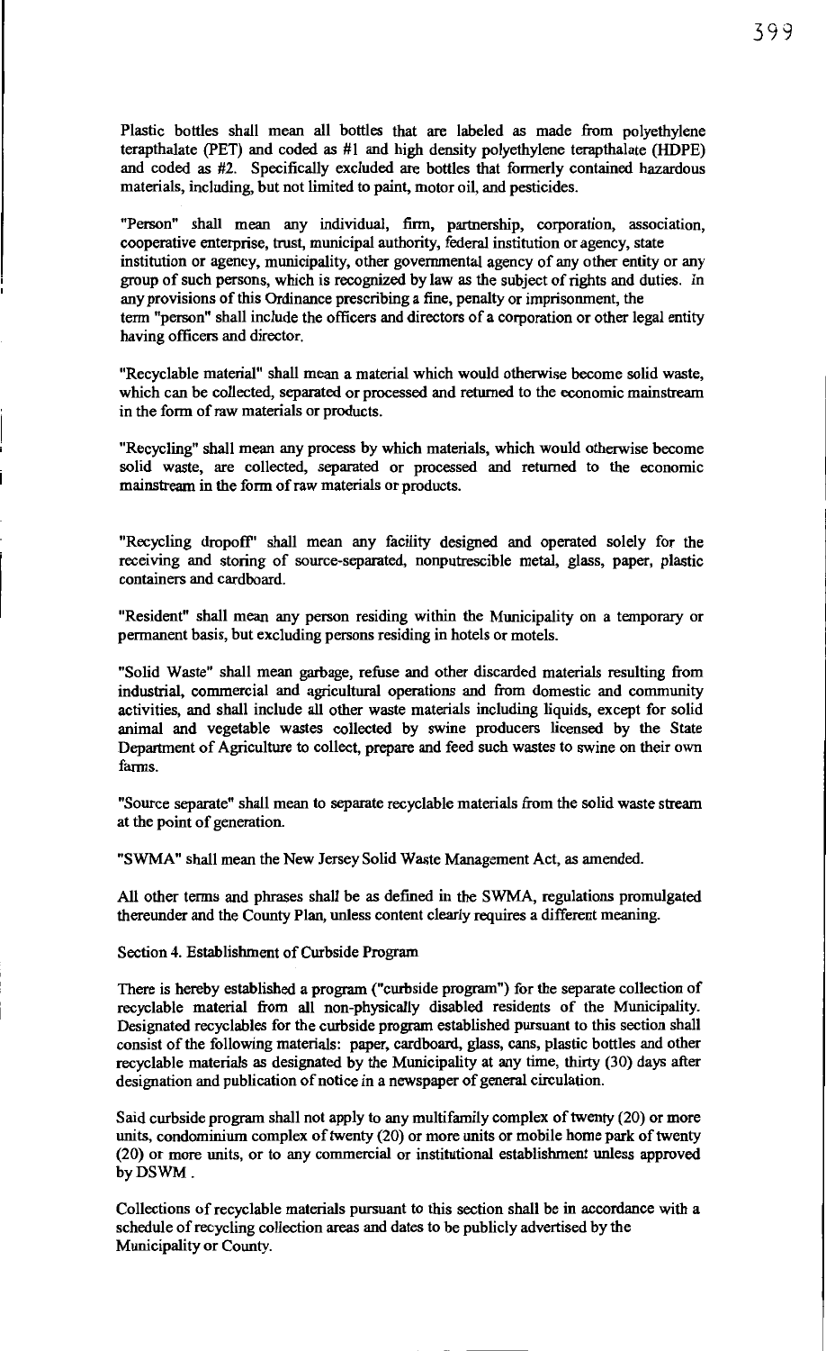Plastic bottles shall mean all bottles that are labeled as made from polyethylene terapthalate (PET) and coded as #1 and high density polyethylene terapthalate (HDPE) and coded as #2. Specifically excluded are bottles that formerly contained hazardous materials, including, but not limited to paint, motor oil, and pesticides.

"Person" shall mean any individual, firm, partnership, corporation, association, cooperative enterprise, trust, municipal authority, federal institution or agency, state institution or agency, municipality, other governmental agency of any other entity or any group of such persons, which is recognized by law as the subject of rights and duties. In any provisions of this Ordinance prescribing a fine, penalty or imprisonment, the term "person" shall include the officers and directors of a corporation or other legal entity having officers and director.

"Recyclable material" shall mean a material which would otherwise become solid waste, which can be collected, separated or processed and returned to the economic mainstream in the form of raw materials or products.

"Recycling" shall mean any process by which materials, which would otherwise become solid waste, are collected, separated or processed and returned to the economic mainstream in the form of raw materials or products.

"Recycling dropoff" shall mean any facility designed and operated solely for the receiving and storing of source-separated, nonputrescible metal, glass, paper, plastic containers and cardboard.

"Resident" shall mean any person residing within the Municipality on a temporary or permanent basis, but excluding persons residing in hotels or motels.

"Solid Waste" shall mean garbage, refuse and other discarded materials resulting from industrial, commercial and agricultural operations and from domestic and community activities, and shall include all other waste materials including liquids, except for solid animal and vegetable wastes collected by swine producers licensed by the State Department of Agriculture to collect, prepare and feed such wastes to swine on their own farms.

"Source separate" shall mean to separate recyclable materials from the solid waste stream at the point of generation.

"SWMA" shall mean the New Jersey Solid Waste Management Act, as amended.

All other terms and phrases shall be as defined in the SWMA, regulations promulgated thereunder and the County Plan, unless content clearly requires a different meaning.

Section 4. Establishment of Curbside Program

There is hereby established a program ("curbside program") for the separate collection of recyclable material from all non-physically disabled residents of the Municipality. Designated recyclables for the curbside program established pursuant to this section shall consist of the following materials: paper, cardboard, glass, cans, plastic bottles and other recyclable materials as designated by the Municipality at any time, thirty (30) days after designation and publication of notice in a newspaper of general circulation.

Said curbside program shall not apply to any multifamily complex of twenty (20) or more units, condominium complex of twenty (20) or more units or mobile home park of twenty (20) or more units, or to any commercial or institutional establishment unless approved by DSWM .

Collections of recyclable materials pursuant to this section shall be in accordance with a schedule of recycling collection areas and dates to be publicly advertised by the Municipality or County.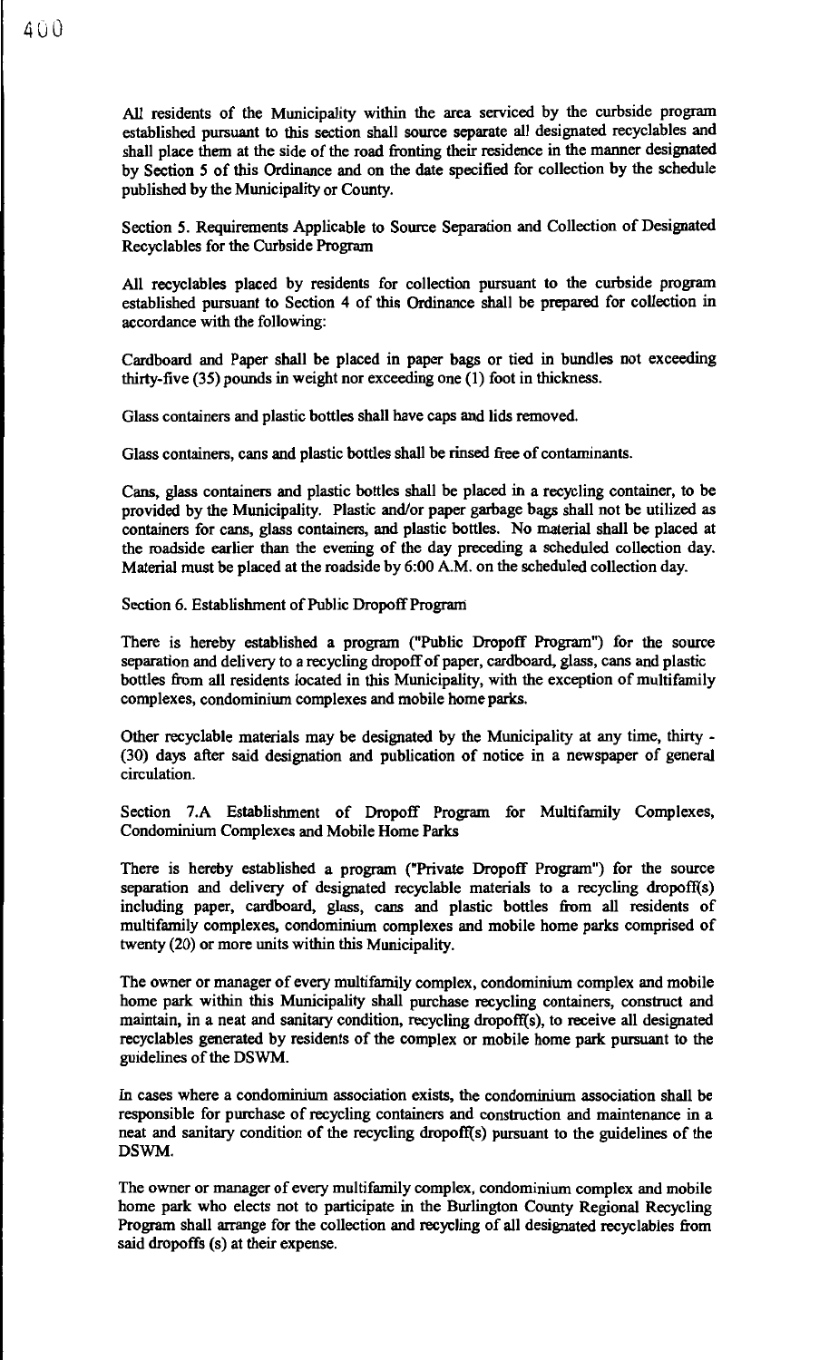All residents of the Municipality within the area serviced by the curbside program established pursuant to this section shall source separate all designated recyclables and shall place them at the side of the road fronting their residence in the manner designated by Section 5 of this Ordinance and on the date specified for collection by the schedule published by the Municipality or County.

Section 5. Requirements Applicable to Source Separation and Collection of Designated Recyclables for the Curbside Program

All recyclables placed by residents for collection pursuant to the curbside program established pursuant to Section 4 of this Ordinance shall be prepared for collection in accordance with the following:

Cardboard and Paper shall be placed in paper bags or tied in bundles not exceeding thirty-five (35) pounds in weight nor exceeding one (1) foot in thickness.

Glass containers and plastic bottles shall have caps and lids removed.

Glass containers, cans and plastic bottles shall be rinsed free of contaminants.

Cans, glass containers and plastic bottles shall be placed in a recycling container, to be provided by the Municipality. Plastic and/or paper garbage bags shall not be utilized as containers for cans, glass containers, and plastic bottles. No material shall be placed at the roadside earlier than the evening of the day preceding a scheduled collection day. Material must be placed at the roadside by 6:00 A.M. on the scheduled collection day.

Section 6. Establishment of Public Dropoff Program

There is hereby established a program ("Public Dropoff Program") for the source separation and delivery to a recycling dropoff of paper, cardboard, glass, cans and plastic bottles from all residents located in this Municipality, with the exception of multifamily complexes, condominium complexes and mobile home parks.

Other recyclable materials may be designated by the Municipality at any time, thirty - (30) days after said designation and publication of notice in a newspaper of general circulation.

Section 7.A Establishment of Dropoff Program for Multifamily Complexes, Condominium Complexes and Mobile Home Parks

There is hereby established a program ("Private Dropoff Program") for the source separation and delivery of designated recyclable materials to a recycling dropoff(s) including paper, cardboard, glass, cans and plastic bottles from all residents of multifamily complexes, condominium complexes and mobile home parks comprised of twenty (20) or more units within this Municipality.

The owner or manager of every multifamily complex, condominium complex and mobile home park within this Municipality shall purchase recycling containers, construct and maintain, in a neat and sanitary condition, recycling dropoff(s), to receive all designated recyclables generated by residents of the complex or mobile home park pursuant to the guidelines of the DSWM.

In cases where a condominium association exists, the condominium association shall be responsible for purchase of recycling containers and construction and maintenance in a neat and sanitary condition of the recycling dropoff(s) pursuant to the guidelines of the DSWM.

The owner or manager of every multifamily complex, condominium complex and mobile home park who elects not to participate in the Burlington County Regional Recycling Program shall arrange for the collection and recycling of all designated recyclables from said dropoffs (s) at their expense.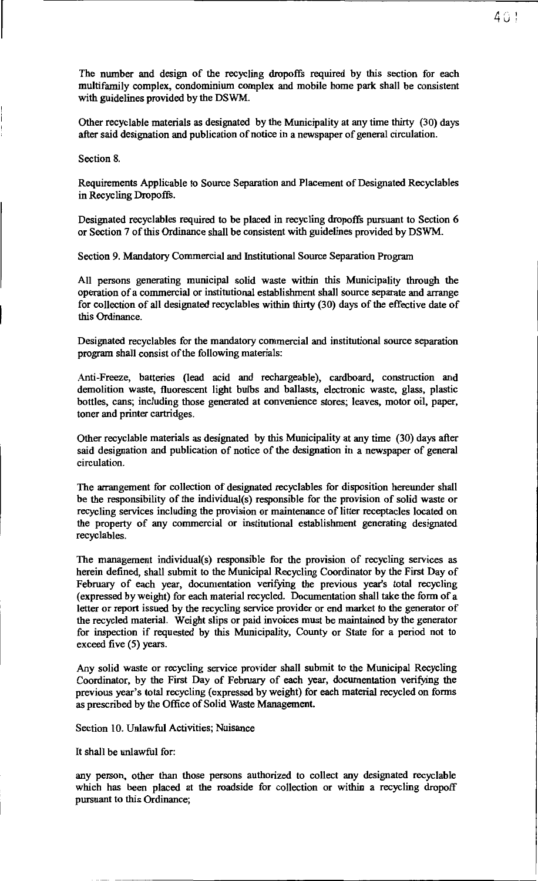The number and design of the recycling dropoffs required by this section for each multifamily complex, condominium complex and mobile home park shall be consistent with guidelines provided by the DSWM.

Other recyclable materials as designated by the Municipality at any time thirty (30) days after said designation and publication of notice in a newspaper of general circulation.

Section 8.

Requirements Applicable to Source Separation and Placement of Designated Recyclables in Recycling Dropoffs.

Designated recyclables required to be placed in recycling dropoffs pursuant to Section 6 or Section 7 of this Ordinance shall be consistent with guidelines provided by DSWM.

Section 9. Mandatory Commercial and Institutional Source Separation Program

All persons generating municipal solid waste within this Municipality through the operation of a commercial or institutional establishment shall source separate and arrange for collection of all designated recyclables within thirty (30) days of the effective date of this Ordinance.

Designated recyclables for the mandatory commercial and institutional source separation program shall consist of the following materials:

Anti-Freeze, batteries (lead acid and rechargeable), cardboard, construction and demolition waste, fluorescent light bulbs and ballasts, electronic waste, glass, plastic bottles, cans; including those generated at convenience stores; leaves, motor oil, paper, toner and printer cartridges.

Other recyclable materials as designated by this Municipality at any time (30) days after said designation and publication of notice of the designation in a newspaper of general circulation.

The arrangement for collection of designated recyclables for disposition hereunder shall be the responsibility of the individual(s) responsible for the provision of solid waste or recycling services including the provision or maintenance of litter receptacles located on the property of any commercial or institutional establishment generating designated recyclables.

The management individual(s) responsible for the provision of recycling services as herein defined, shall submit to the Municipal Recycling Coordinator by the First Day of February of each year, documentation verifying the previous year's total recycling (expressed by weight) for each material recycled. Documentation shall take the form of a letter or report issued by the recycling service provider or end market to the generator of the recycled material. Weight slips or paid invoices must be maintained by the generator for inspection if requested by this Municipality, County or State for a period not to exceed five (5) years.

Any solid waste or recycling service provider shall submit to the Municipal Recycling Coordinator, by the First Day of February of each year, documentation verifying the previous year's total recycling (expressed by weight) for each material recycled on forms as prescribed by the Office of Solid Waste Management.

Section 10. Unlawful Activities; Nuisance

It shall be unlawful for:

any person, other than those persons authorized to collect any designated recyclable which has been placed at the roadside for collection or within a recycling dropoff pursuant to this Ordinance;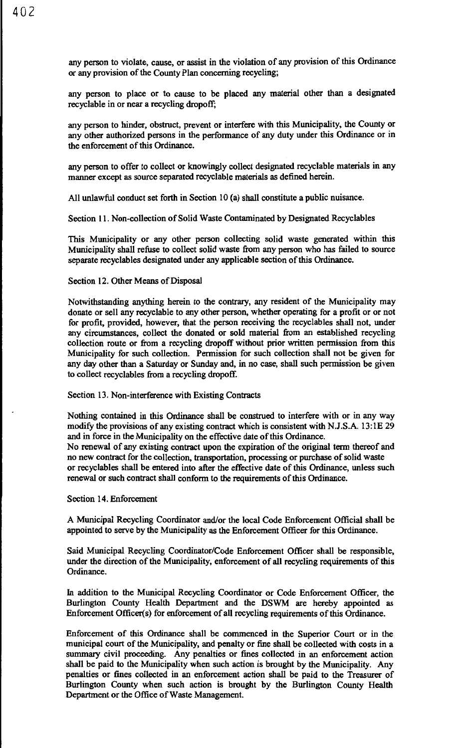any person to violate, cause, or assist in the violation of any provision of this Ordinance or any provision of the County Plan concerning recycling;

any person to place or to cause to be placed any material other than a designated recyclable in or near a recycling dropoff;

any person to hinder, obstruct, prevent or interfere with this Municipality, the County or any other authorized persons in the performance of any duty under this Ordinance or in the enforcement of this Ordinance.

any person to offer to collect or knowingly collect designated recyclable materials in any manner except as source separated recyclable materials as defined herein.

All unlawful conduct set forth in Section 10 (a) shall constitute a public nuisance.

Section 11. Non-collection of Solid Waste Contaminated by Designated Recyclables

This Municipality or any other person collecting solid waste generated within this Municipality shall refuse to collect solid waste from any person who has failed to source separate recyclables designated under any applicable section of this Ordinance.

Section 12. Other Means of Disposal

Notwithstanding anything herein to the contrary, any resident of the Municipality may donate or sell any recyclable to any other person, whether operating for a profit or or not for profit, provided, however, that the person receiving the recyclables shall not, under any circumstances, collect the donated or sold material from an established recycling collection route or from a recycling dropoff without prior written permission from this Municipality for such collection. Permission for such collection shall not be given for any day other than a Saturday or Sunday and, in no case, shall such permission be given to collect recyclables from a recycling dropoff.

Section 13. Non-interference with Existing Contracts

Nothing contained in this Ordinance shall be construed to interfere with or in any way modify the provisions of any existing contract which is consistent with N.J.S.A. 13:1E 29 and in force in the Municipality on the effective date of this Ordinance.
No renewal of any existing contract upon the expiration of the original term thereof and no new contract for the collection, transportation, processing or purchase of solid waste or recyclables shall be entered into after the effective date of this Ordinance, unless such renewal or such contract shall conform to the requirements of this Ordinance.

Section 14. Enforcement

A Municipal Recycling Coordinator and/or the local Code Enforcement Official shall be appointed to serve by the Municipality as the Enforcement Officer for this Ordinance.

Said Municipal Recycling Coordinator/Code Enforcement Officer shall be responsible, under the direction of the Municipality, enforcement of all recycling requirements of this Ordinance.

In addition to the Municipal Recycling Coordinator or Code Enforcement Officer, the Burlington County Health Department and the DSWM are hereby appointed as Enforcement Officer(s) for enforcement of all recycling requirements of this Ordinance.

Enforcement of this Ordinance shall be commenced in the Superior Court or in the municipal court of the Municipality, and penalty or fine shall be collected with costs in a summary civil proceeding. Any penalties or fines collected in an enforcement action shall be paid to the Municipality when such action is brought by the Municipality. Any penalties or fines collected in an enforcement action shall be paid to the Treasurer of Burlington County when such action is brought by the Burlington County Health Department or the Office of Waste Management.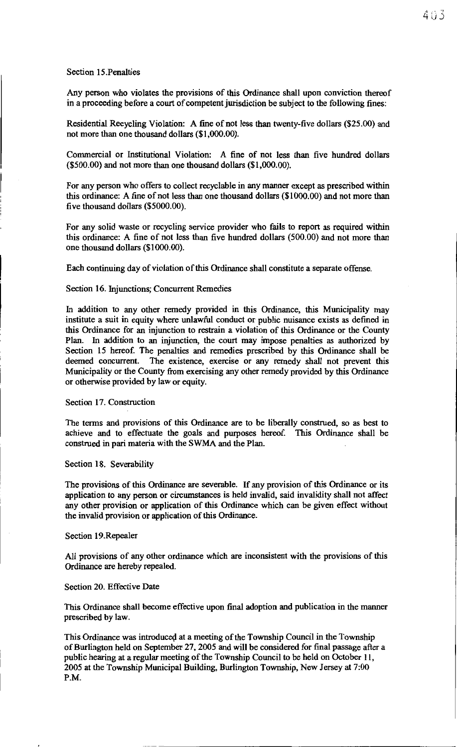Section 15.Penalties

Any person who violates the provisions of this Ordinance shall upon conviction thereof in a proceeding before a court of competent jurisdiction be subject to the following fines:

Residential Recycling Violation: A fine of not less than twenty-five dollars ($25.00) and not more than one thousand dollars ($1,000.00).

Commercial or Institutional Violation: A fine of not less than five hundred dollars ($500.00) and not more than one thousand dollars ($1,000.00).

For any person who offers to collect recyclable in any manner except as prescribed within this ordinance: A fine of not less than one thousand dollars ($1000.00) and not more than five thousand dollars ($5000.00).

For any solid waste or recycling service provider who fails to report as required within this ordinance: A fine of not less than five hundred dollars (500.00) and not more than one thousand dollars ($1000.00).

Each continuing day of violation of this Ordinance shall constitute a separate offense.

Section 16. Injunctions; Concurrent Remedies

In addition to any other remedy provided in this Ordinance, this Municipality may institute a suit in equity where unlawful conduct or public nuisance exists as defined in this Ordinance for an injunction to restrain a violation of this Ordinance or the County Plan. In addition to an injunction, the court may impose penalties as authorized by Section 15 hereof. The penalties and remedies prescribed by this Ordinance shall be deemed concurrent. The existence, exercise or any remedy shall not prevent this Municipality or the County from exercising any other remedy provided by this Ordinance or otherwise provided by law or equity.

Section 17. Construction

The terms and provisions of this Ordinance are to be liberally construed, so as best to achieve and to effectuate the goals and purposes hereof. This Ordinance shall be construed in pari materia with the SWMA and the Plan.

Section 18. Severability

The provisions of this Ordinance are severable. If any provision of this Ordinance or its application to any person or circumstances is held invalid, said invalidity shall not affect any other provision or application of this Ordinance which can be given effect without the invalid provision or application of this Ordinance.

Section 19.Repealer

All provisions of any other ordinance which are inconsistent with the provisions of this Ordinance are hereby repealed.

Section 20. Effective Date

This Ordinance shall become effective upon final adoption and publication in the manner prescribed by law.

This Ordinance was introduced at a meeting of the Township Council in the Township of Burlington held on September 27, 2005 and will be considered for final passage after a public hearing at a regular meeting of the Township Council to be held on October 11, 2005 at the Township Municipal Building, Burlington Township, New Jersey at 7:00 P.M.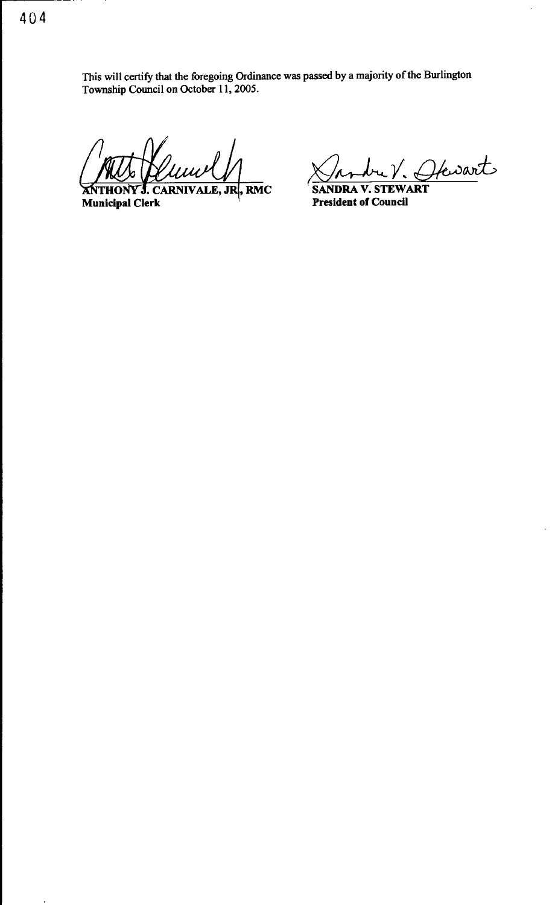This will certify that the foregoing Ordinance was passed by a majority of the Burlington Township Council on October 11, 2005.

**ANTHONY J. CARNIVALE, JR., RMC**
**Municipal Clerk**

**SANDRA V. STEWART**
**President of Council**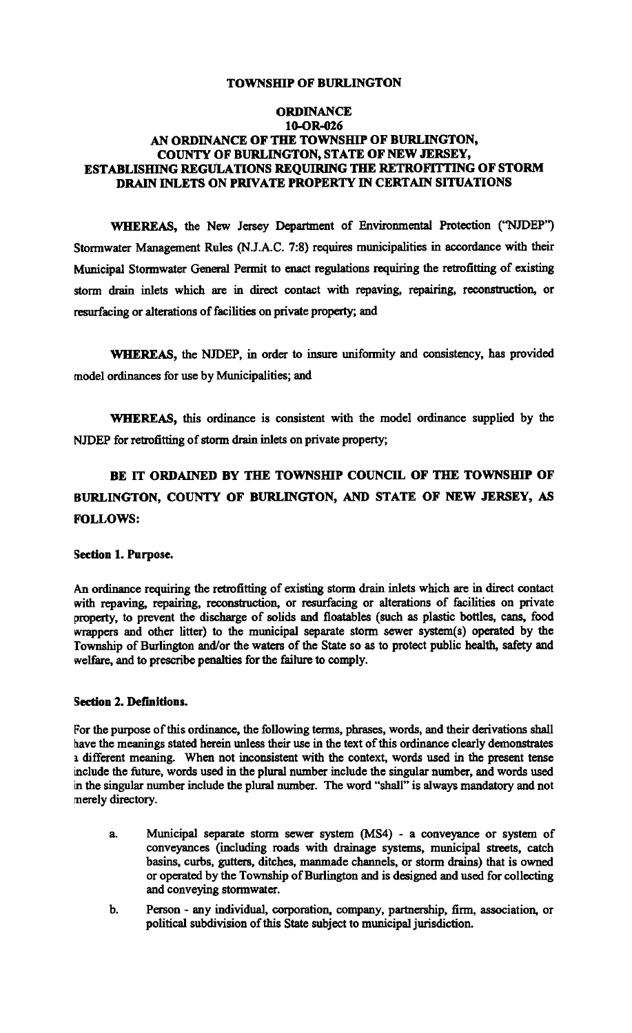**TOWNSHIP OF BURLINGTON**

**ORDINANCE**
**10-OR-026**
**AN ORDINANCE OF THE TOWNSHIP OF BURLINGTON, COUNTY OF BURLINGTON, STATE OF NEW JERSEY, ESTABLISHING REGULATIONS REQUIRING THE RETROFITTING OF STORM DRAIN INLETS ON PRIVATE PROPERTY IN CERTAIN SITUATIONS**

**WHEREAS,** the New Jersey Department of Environmental Protection ("NJDEP") Stormwater Management Rules (N.J.A.C. 7:8) requires municipalities in accordance with their Municipal Stormwater General Permit to enact regulations requiring the retrofitting of existing storm drain inlets which are in direct contact with repaving, repairing, reconstruction, or resurfacing or alterations of facilities on private property; and

**WHEREAS,** the NJDEP, in order to insure uniformity and consistency, has provided model ordinances for use by Municipalities; and

**WHEREAS,** this ordinance is consistent with the model ordinance supplied by the NJDEP for retrofitting of storm drain inlets on private property;

**BE IT ORDAINED BY THE TOWNSHIP COUNCIL OF THE TOWNSHIP OF BURLINGTON, COUNTY OF BURLINGTON, AND STATE OF NEW JERSEY, AS FOLLOWS:**

**Section 1. Purpose.**

An ordinance requiring the retrofitting of existing storm drain inlets which are in direct contact with repaving, repairing, reconstruction, or resurfacing or alterations of facilities on private property, to prevent the discharge of solids and floatables (such as plastic bottles, cans, food wrappers and other litter) to the municipal separate storm sewer system(s) operated by the Township of Burlington and/or the waters of the State so as to protect public health, safety and welfare, and to prescribe penalties for the failure to comply.

**Section 2. Definitions.**

For the purpose of this ordinance, the following terms, phrases, words, and their derivations shall have the meanings stated herein unless their use in the text of this ordinance clearly demonstrates a different meaning. When not inconsistent with the context, words used in the present tense include the future, words used in the plural number include the singular number, and words used in the singular number include the plural number. The word "shall" is always mandatory and not merely directory.

a. Municipal separate storm sewer system (MS4) - a conveyance or system of conveyances (including roads with drainage systems, municipal streets, catch basins, curbs, gutters, ditches, manmade channels, or storm drains) that is owned or operated by the Township of Burlington and is designed and used for collecting and conveying stormwater.

b. Person - any individual, corporation, company, partnership, firm, association, or political subdivision of this State subject to municipal jurisdiction.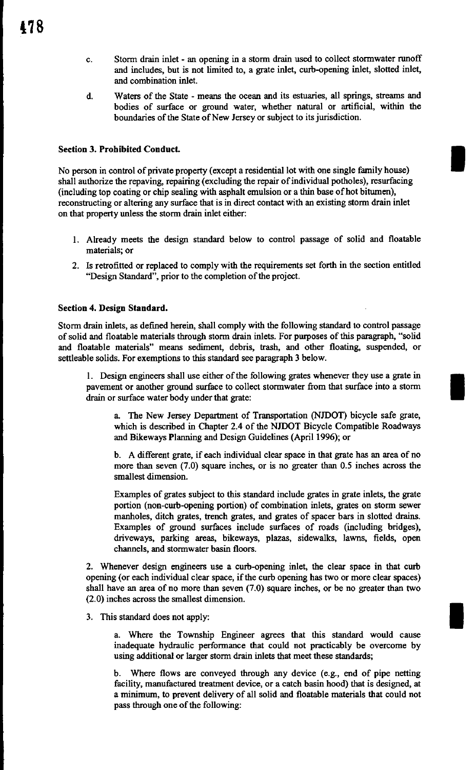c. Storm drain inlet - an opening in a storm drain used to collect stormwater runoff and includes, but is not limited to, a grate inlet, curb-opening inlet, slotted inlet, and combination inlet.

d. Waters of the State - means the ocean and its estuaries, all springs, streams and bodies of surface or ground water, whether natural or artificial, within the boundaries of the State of New Jersey or subject to its jurisdiction.

**Section 3. Prohibited Conduct.**

No person in control of private property (except a residential lot with one single family house) shall authorize the repaving, repairing (excluding the repair of individual potholes), resurfacing (including top coating or chip sealing with asphalt emulsion or a thin base of hot bitumen), reconstructing or altering any surface that is in direct contact with an existing storm drain inlet on that property unless the storm drain inlet either:

1. Already meets the design standard below to control passage of solid and floatable materials; or
2. Is retrofitted or replaced to comply with the requirements set forth in the section entitled "Design Standard", prior to the completion of the project.

**Section 4. Design Standard.**

Storm drain inlets, as defined herein, shall comply with the following standard to control passage of solid and floatable materials through storm drain inlets. For purposes of this paragraph, "solid and floatable materials" means sediment, debris, trash, and other floating, suspended, or settleable solids. For exemptions to this standard see paragraph 3 below.

1. Design engineers shall use either of the following grates whenever they use a grate in pavement or another ground surface to collect stormwater from that surface into a storm drain or surface water body under that grate:

   a. The New Jersey Department of Transportation (NJDOT) bicycle safe grate, which is described in Chapter 2.4 of the NJDOT Bicycle Compatible Roadways and Bikeways Planning and Design Guidelines (April 1996); or

   b. A different grate, if each individual clear space in that grate has an area of no more than seven (7.0) square inches, or is no greater than 0.5 inches across the smallest dimension.

   Examples of grates subject to this standard include grates in grate inlets, the grate portion (non-curb-opening portion) of combination inlets, grates on storm sewer manholes, ditch grates, trench grates, and grates of spacer bars in slotted drains. Examples of ground surfaces include surfaces of roads (including bridges), driveways, parking areas, bikeways, plazas, sidewalks, lawns, fields, open channels, and stormwater basin floors.

2. Whenever design engineers use a curb-opening inlet, the clear space in that curb opening (or each individual clear space, if the curb opening has two or more clear spaces) shall have an area of no more than seven (7.0) square inches, or be no greater than two (2.0) inches across the smallest dimension.

3. This standard does not apply:

   a. Where the Township Engineer agrees that this standard would cause inadequate hydraulic performance that could not practicably be overcome by using additional or larger storm drain inlets that meet these standards;

   b. Where flows are conveyed through any device (e.g., end of pipe netting facility, manufactured treatment device, or a catch basin hood) that is designed, at a minimum, to prevent delivery of all solid and floatable materials that could not pass through one of the following: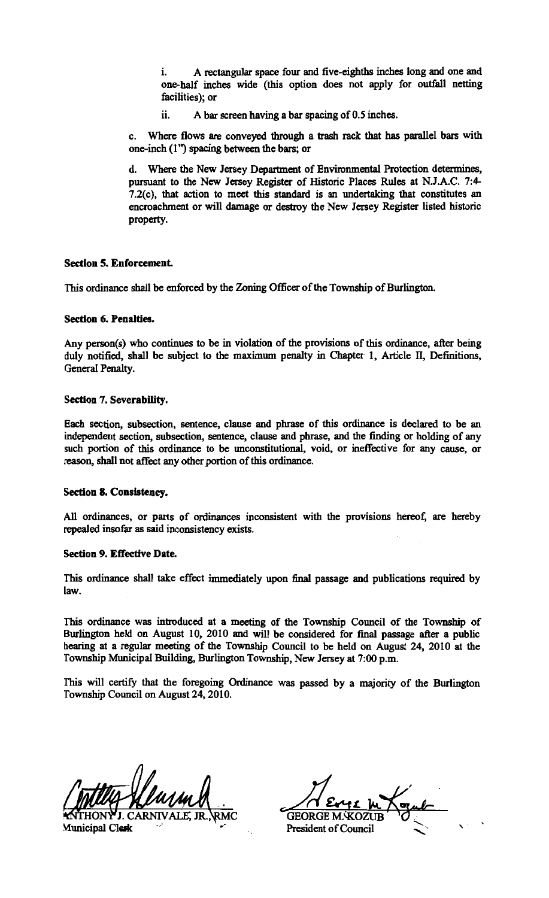i. A rectangular space four and five-eighths inches long and one and one-half inches wide (this option does not apply for outfall netting facilities); or

ii. A bar screen having a bar spacing of 0.5 inches.

c. Where flows are conveyed through a trash rack that has parallel bars with one-inch (1") spacing between the bars; or

d. Where the New Jersey Department of Environmental Protection determines, pursuant to the New Jersey Register of Historic Places Rules at N.J.A.C. 7:4-7.2(c), that action to meet this standard is an undertaking that constitutes an encroachment or will damage or destroy the New Jersey Register listed historic property.

**Section 5. Enforcement.**

This ordinance shall be enforced by the Zoning Officer of the Township of Burlington.

**Section 6. Penalties.**

Any person(s) who continues to be in violation of the provisions of this ordinance, after being duly notified, shall be subject to the maximum penalty in Chapter 1, Article II, Definitions, General Penalty.

**Section 7. Severability.**

Each section, subsection, sentence, clause and phrase of this ordinance is declared to be an independent section, subsection, sentence, clause and phrase, and the finding or holding of any such portion of this ordinance to be unconstitutional, void, or ineffective for any cause, or reason, shall not affect any other portion of this ordinance.

**Section 8. Consistency.**

All ordinances, or parts of ordinances inconsistent with the provisions hereof, are hereby repealed insofar as said inconsistency exists.

**Section 9. Effective Date.**

This ordinance shall take effect immediately upon final passage and publications required by law.

This ordinance was introduced at a meeting of the Township Council of the Township of Burlington held on August 10, 2010 and will be considered for final passage after a public hearing at a regular meeting of the Township Council to be held on August 24, 2010 at the Township Municipal Building, Burlington Township, New Jersey at 7:00 p.m.

This will certify that the foregoing Ordinance was passed by a majority of the Burlington Township Council on August 24, 2010.

ANTHONY J. CARNIVALE, JR., RMC
Municipal Clerk

GEORGE M. KOZUB
President of Council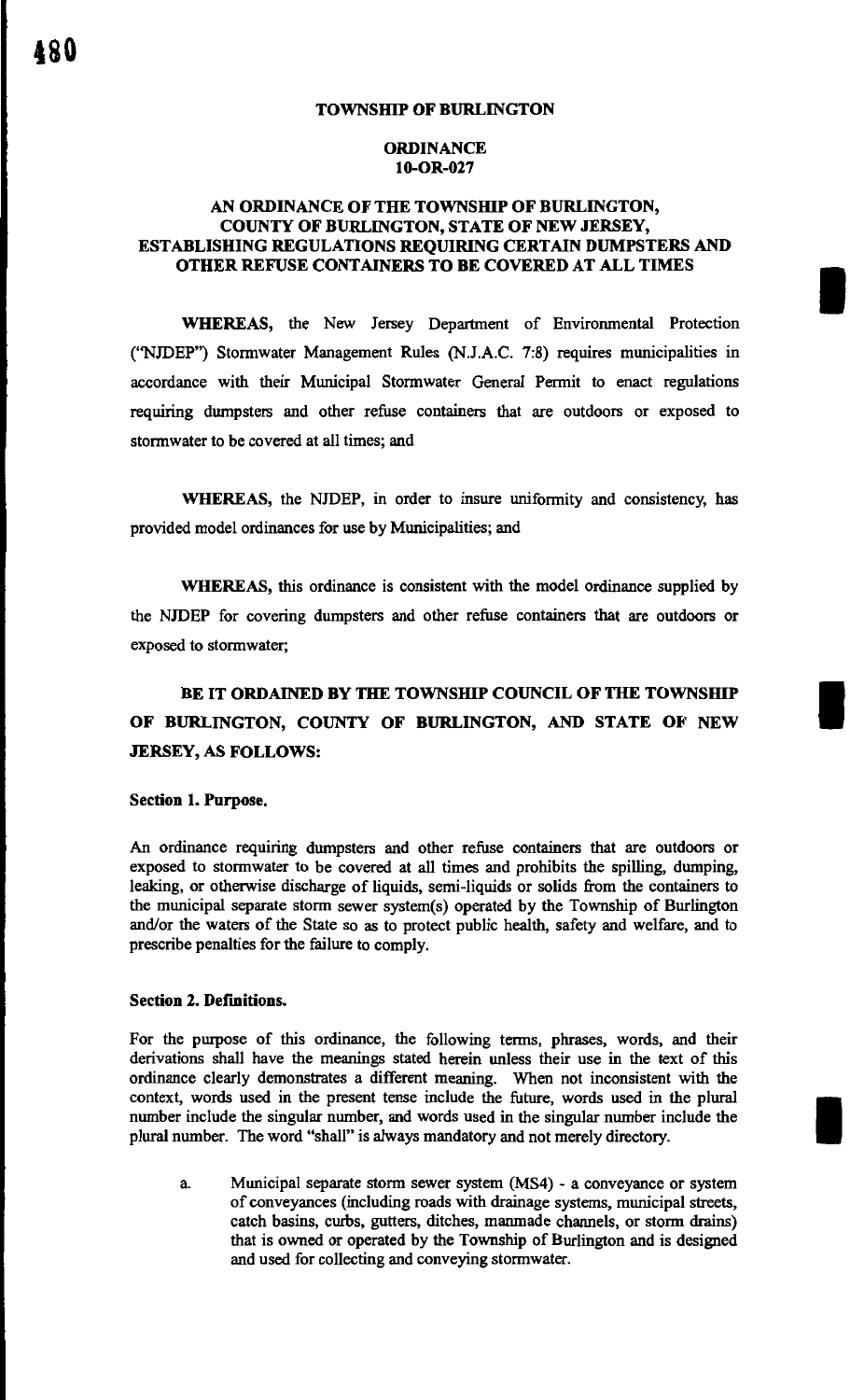**TOWNSHIP OF BURLINGTON**

**ORDINANCE**
**10-OR-027**

**AN ORDINANCE OF THE TOWNSHIP OF BURLINGTON, COUNTY OF BURLINGTON, STATE OF NEW JERSEY, ESTABLISHING REGULATIONS REQUIRING CERTAIN DUMPSTERS AND OTHER REFUSE CONTAINERS TO BE COVERED AT ALL TIMES**

**WHEREAS,** the New Jersey Department of Environmental Protection ("NJDEP") Stormwater Management Rules (N.J.A.C. 7:8) requires municipalities in accordance with their Municipal Stormwater General Permit to enact regulations requiring dumpsters and other refuse containers that are outdoors or exposed to stormwater to be covered at all times; and

**WHEREAS,** the NJDEP, in order to insure uniformity and consistency, has provided model ordinances for use by Municipalities; and

**WHEREAS,** this ordinance is consistent with the model ordinance supplied by the NJDEP for covering dumpsters and other refuse containers that are outdoors or exposed to stormwater;

**BE IT ORDAINED BY THE TOWNSHIP COUNCIL OF THE TOWNSHIP OF BURLINGTON, COUNTY OF BURLINGTON, AND STATE OF NEW JERSEY, AS FOLLOWS:**

**Section 1. Purpose.**

An ordinance requiring dumpsters and other refuse containers that are outdoors or exposed to stormwater to be covered at all times and prohibits the spilling, dumping, leaking, or otherwise discharge of liquids, semi-liquids or solids from the containers to the municipal separate storm sewer system(s) operated by the Township of Burlington and/or the waters of the State so as to protect public health, safety and welfare, and to prescribe penalties for the failure to comply.

**Section 2. Definitions.**

For the purpose of this ordinance, the following terms, phrases, words, and their derivations shall have the meanings stated herein unless their use in the text of this ordinance clearly demonstrates a different meaning. When not inconsistent with the context, words used in the present tense include the future, words used in the plural number include the singular number, and words used in the singular number include the plural number. The word "shall" is always mandatory and not merely directory.

a. Municipal separate storm sewer system (MS4) - a conveyance or system of conveyances (including roads with drainage systems, municipal streets, catch basins, curbs, gutters, ditches, manmade channels, or storm drains) that is owned or operated by the Township of Burlington and is designed and used for collecting and conveying stormwater.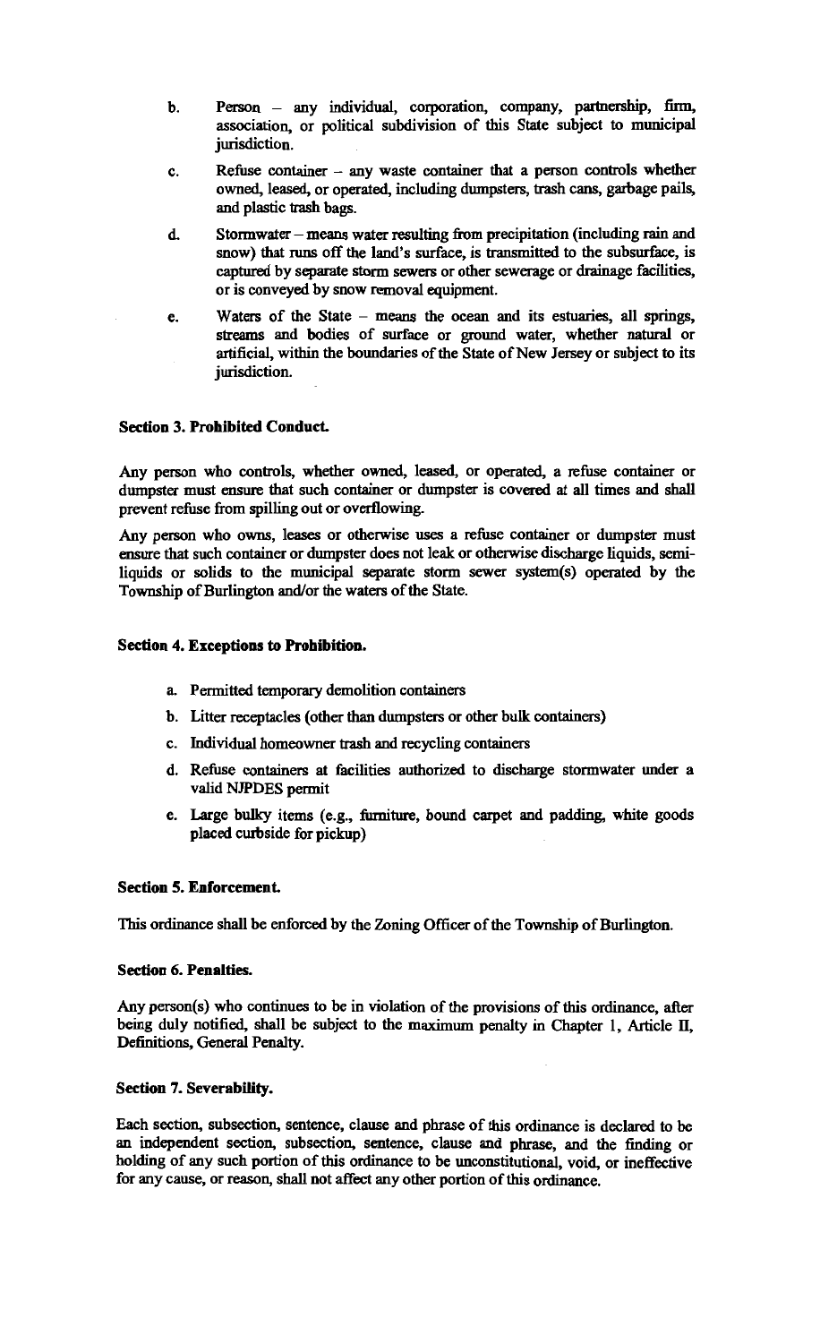b. Person – any individual, corporation, company, partnership, firm, association, or political subdivision of this State subject to municipal jurisdiction.

c. Refuse container – any waste container that a person controls whether owned, leased, or operated, including dumpsters, trash cans, garbage pails, and plastic trash bags.

d. Stormwater – means water resulting from precipitation (including rain and snow) that runs off the land's surface, is transmitted to the subsurface, is captured by separate storm sewers or other sewerage or drainage facilities, or is conveyed by snow removal equipment.

e. Waters of the State – means the ocean and its estuaries, all springs, streams and bodies of surface or ground water, whether natural or artificial, within the boundaries of the State of New Jersey or subject to its jurisdiction.

**Section 3. Prohibited Conduct.**

Any person who controls, whether owned, leased, or operated, a refuse container or dumpster must ensure that such container or dumpster is covered at all times and shall prevent refuse from spilling out or overflowing.

Any person who owns, leases or otherwise uses a refuse container or dumpster must ensure that such container or dumpster does not leak or otherwise discharge liquids, semi-liquids or solids to the municipal separate storm sewer system(s) operated by the Township of Burlington and/or the waters of the State.

**Section 4. Exceptions to Prohibition.**

a. Permitted temporary demolition containers

b. Litter receptacles (other than dumpsters or other bulk containers)

c. Individual homeowner trash and recycling containers

d. Refuse containers at facilities authorized to discharge stormwater under a valid NJPDES permit

e. Large bulky items (e.g., furniture, bound carpet and padding, white goods placed curbside for pickup)

**Section 5. Enforcement.**

This ordinance shall be enforced by the Zoning Officer of the Township of Burlington.

**Section 6. Penalties.**

Any person(s) who continues to be in violation of the provisions of this ordinance, after being duly notified, shall be subject to the maximum penalty in Chapter 1, Article II, Definitions, General Penalty.

**Section 7. Severability.**

Each section, subsection, sentence, clause and phrase of this ordinance is declared to be an independent section, subsection, sentence, clause and phrase, and the finding or holding of any such portion of this ordinance to be unconstitutional, void, or ineffective for any cause, or reason, shall not affect any other portion of this ordinance.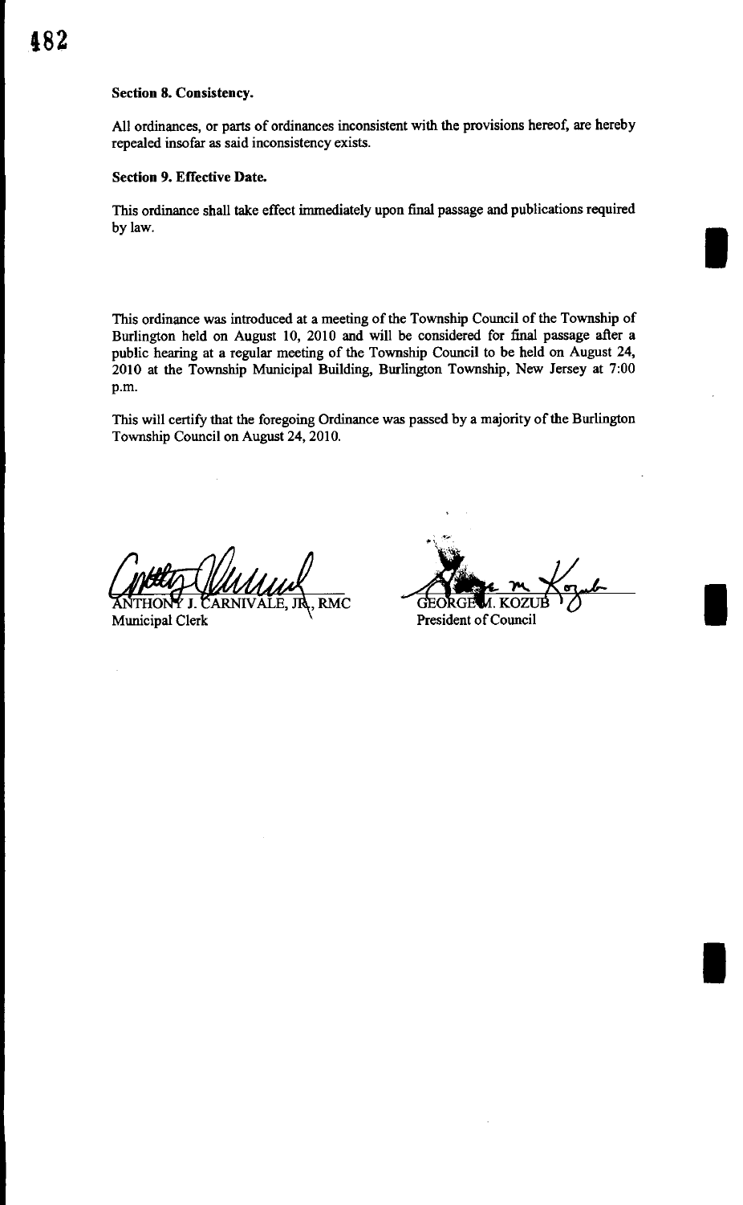**Section 8. Consistency.**

All ordinances, or parts of ordinances inconsistent with the provisions hereof, are hereby repealed insofar as said inconsistency exists.

**Section 9. Effective Date.**

This ordinance shall take effect immediately upon final passage and publications required by law.

This ordinance was introduced at a meeting of the Township Council of the Township of Burlington held on August 10, 2010 and will be considered for final passage after a public hearing at a regular meeting of the Township Council to be held on August 24, 2010 at the Township Municipal Building, Burlington Township, New Jersey at 7:00 p.m.

This will certify that the foregoing Ordinance was passed by a majority of the Burlington Township Council on August 24, 2010.

ANTHONY J. CARNIVALE, JR., RMC
Municipal Clerk

GEORGE M. KOZUB
President of Council